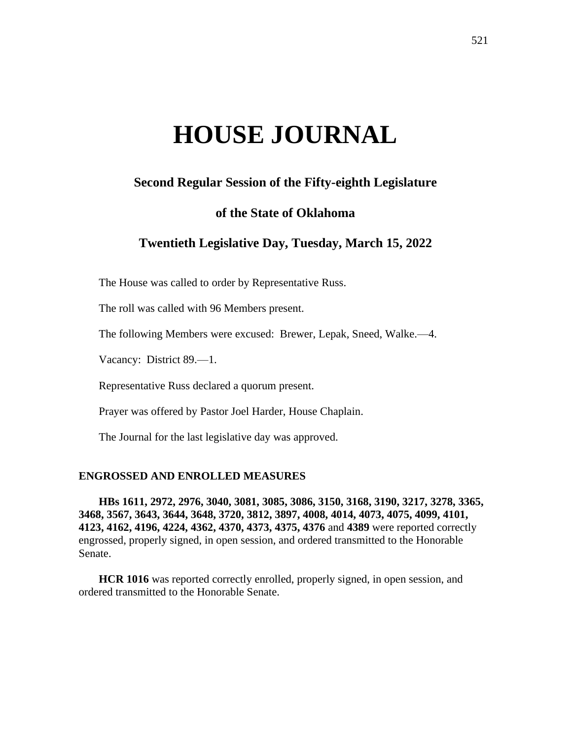# HOUSE JOURNAL

## Second Regular Session of the Fifty-eighth Legislature

## of the State of Oklahoma

## Twentieth Legislative Day, Tuesday, March 15, 2022

The House was called to order by Representative Russ.

The roll was called with 96 Members present.

The following Members were excused: Brewer, Lepak, Sneed, Walke.—4.

Vacancy: District 89.—1.

Representative Russ declared a quorum present.

Prayer was offered by Pastor Joel Harder, House Chaplain.

The Journal for the last legislative day was approved.

### ENGROSSED AND ENROLLED MEASURES

**HBs 1611, 2972, 2976, 3040, 3081, 3085, 3086, 3150, 3168, 3190, 3217, 3278, 3365, 3468, 3567, 3643, 3644, 3648, 3720, 3812, 3897, 4008, 4014, 4073, 4075, 4099, 4101, 4123, 4162, 4196, 4224, 4362, 4370, 4373, 4375, 4376** and **4389** were reported correctly engrossed, properly signed, in open session, and ordered transmitted to the Honorable Senate.

**HCR 1016** was reported correctly enrolled, properly signed, in open session, and ordered transmitted to the Honorable Senate.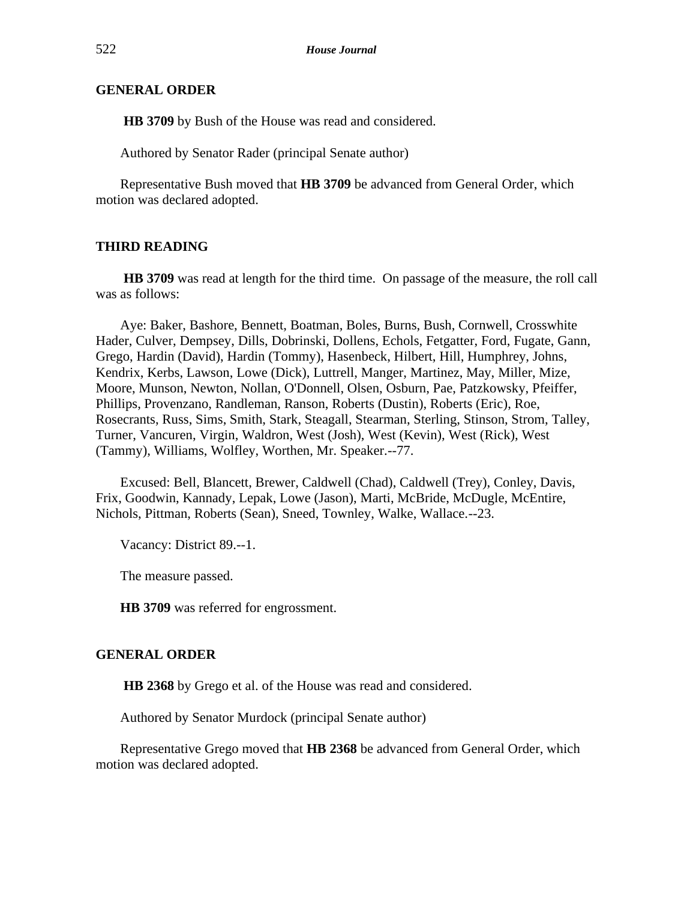**GENERAL ORDER**

**HB 3709** by Bush of the House was read and considered.

Authored by Senator Rader (principal Senate author)

Representative Bush moved that **HB 3709** be advanced from General Order, which motion was declared adopted.

**THIRD READING**

**HB 3709** was read at length for the third time. On passage of the measure, the roll call was as follows:

Aye: Baker, Bashore, Bennett, Boatman, Boles, Burns, Bush, Cornwell, Crosswhite Hader, Culver, Dempsey, Dills, Dobrinski, Dollens, Echols, Fetgatter, Ford, Fugate, Gann, Grego, Hardin (David), Hardin (Tommy), Hasenbeck, Hilbert, Hill, Humphrey, Johns, Kendrix, Kerbs, Lawson, Lowe (Dick), Luttrell, Manger, Martinez, May, Miller, Mize, Moore, Munson, Newton, Nollan, O'Donnell, Olsen, Osburn, Pae, Patzkowsky, Pfeiffer, Phillips, Provenzano, Randleman, Ranson, Roberts (Dustin), Roberts (Eric), Roe, Rosecrants, Russ, Sims, Smith, Stark, Steagall, Stearman, Sterling, Stinson, Strom, Talley, Turner, Vancuren, Virgin, Waldron, West (Josh), West (Kevin), West (Rick), West (Tammy), Williams, Wolfley, Worthen, Mr. Speaker.--77.

Excused: Bell, Blancett, Brewer, Caldwell (Chad), Caldwell (Trey), Conley, Davis, Frix, Goodwin, Kannady, Lepak, Lowe (Jason), Marti, McBride, McDugle, McEntire, Nichols, Pittman, Roberts (Sean), Sneed, Townley, Walke, Wallace.--23.

Vacancy: District 89.--1.

The measure passed.

**HB 3709** was referred for engrossment.

**GENERAL ORDER**

**HB 2368** by Grego et al. of the House was read and considered.

Authored by Senator Murdock (principal Senate author)

Representative Grego moved that **HB 2368** be advanced from General Order, which motion was declared adopted.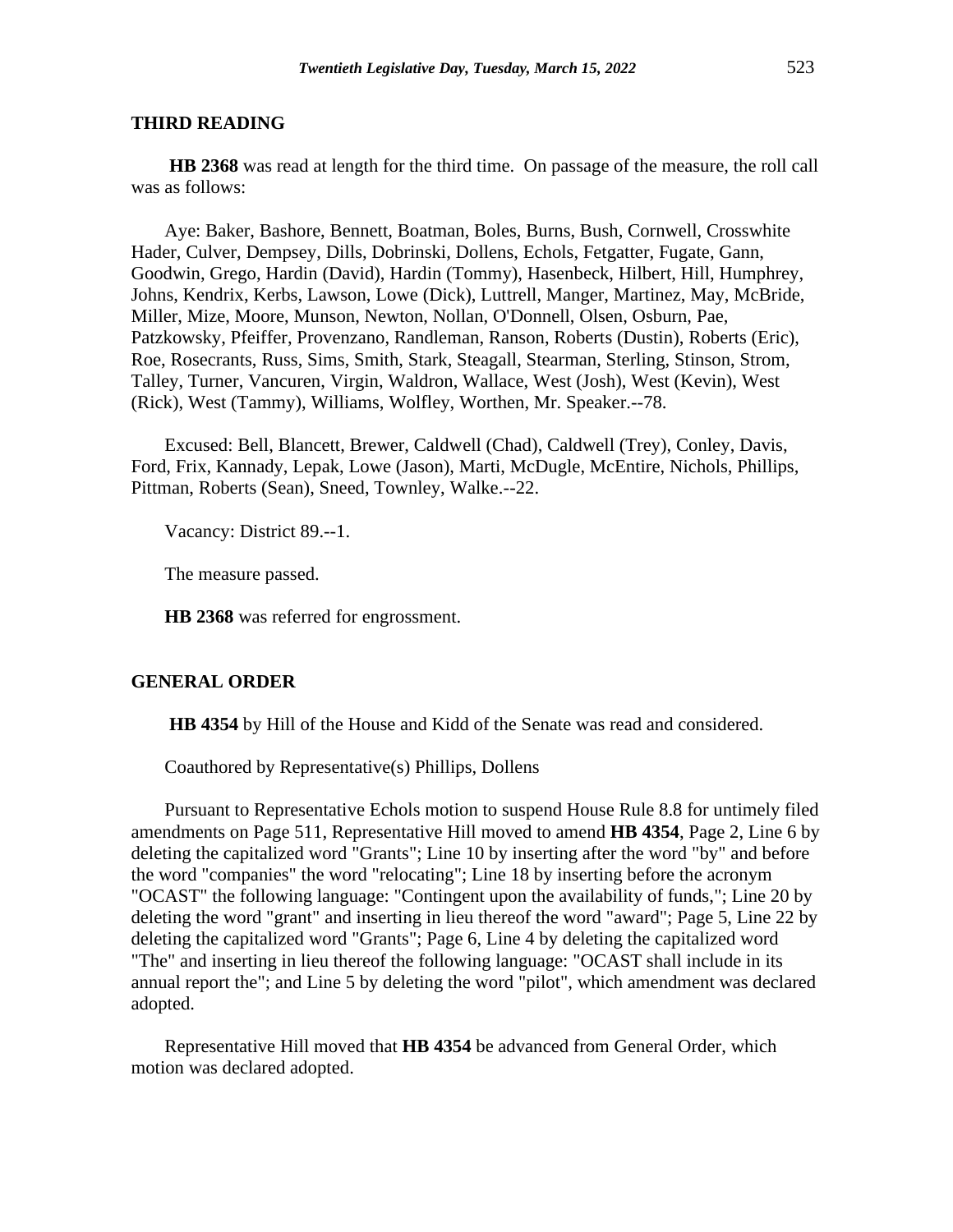## THIRD READING

**HB 2368** was read at length for the third time. On passage of the measure, the roll call was as follows:

Aye: Baker, Bashore, Bennett, Boatman, Boles, Burns, Bush, Cornwell, Crosswhite Hader, Culver, Dempsey, Dills, Dobrinski, Dollens, Echols, Fetgatter, Fugate, Gann, Goodwin, Grego, Hardin (David), Hardin (Tommy), Hasenbeck, Hilbert, Hill, Humphrey, Johns, Kendrix, Kerbs, Lawson, Lowe (Dick), Luttrell, Manger, Martinez, May, McBride, Miller, Mize, Moore, Munson, Newton, Nollan, O'Donnell, Olsen, Osburn, Pae, Patzkowsky, Pfeiffer, Provenzano, Randleman, Ranson, Roberts (Dustin), Roberts (Eric), Roe, Rosecrants, Russ, Sims, Smith, Stark, Steagall, Stearman, Sterling, Stinson, Strom, Talley, Turner, Vancuren, Virgin, Waldron, Wallace, West (Josh), West (Kevin), West (Rick), West (Tammy), Williams, Wolfley, Worthen, Mr. Speaker.--78.

Excused: Bell, Blancett, Brewer, Caldwell (Chad), Caldwell (Trey), Conley, Davis, Ford, Frix, Kannady, Lepak, Lowe (Jason), Marti, McDugle, McEntire, Nichols, Phillips, Pittman, Roberts (Sean), Sneed, Townley, Walke.--22.

Vacancy: District 89.--1.

The measure passed.

**HB 2368** was referred for engrossment.

## GENERAL ORDER

**HB 4354** by Hill of the House and Kidd of the Senate was read and considered.

Coauthored by Representative(s) Phillips, Dollens

Pursuant to Representative Echols motion to suspend House Rule 8.8 for untimely filed amendments on Page 511, Representative Hill moved to amend **HB 4354**, Page 2, Line 6 by deleting the capitalized word "Grants"; Line 10 by inserting after the word "by" and before the word "companies" the word "relocating"; Line 18 by inserting before the acronym "OCAST" the following language: "Contingent upon the availability of funds,"; Line 20 by deleting the word "grant" and inserting in lieu thereof the word "award"; Page 5, Line 22 by deleting the capitalized word "Grants"; Page 6, Line 4 by deleting the capitalized word "The" and inserting in lieu thereof the following language: "OCAST shall include in its annual report the"; and Line 5 by deleting the word "pilot", which amendment was declared adopted.

Representative Hill moved that **HB 4354** be advanced from General Order, which motion was declared adopted.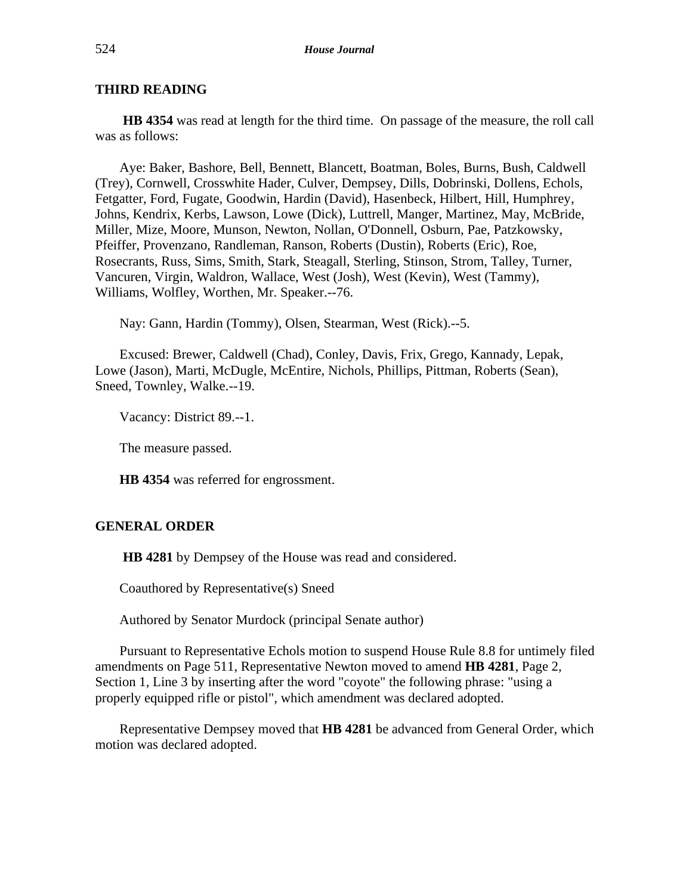## THIRD READING

**HB 4354** was read at length for the third time. On passage of the measure, the roll call was as follows:

Aye: Baker, Bashore, Bell, Bennett, Blancett, Boatman, Boles, Burns, Bush, Caldwell (Trey), Cornwell, Crosswhite Hader, Culver, Dempsey, Dills, Dobrinski, Dollens, Echols, Fetgatter, Ford, Fugate, Goodwin, Hardin (David), Hasenbeck, Hilbert, Hill, Humphrey, Johns, Kendrix, Kerbs, Lawson, Lowe (Dick), Luttrell, Manger, Martinez, May, McBride, Miller, Mize, Moore, Munson, Newton, Nollan, O'Donnell, Osburn, Pae, Patzkowsky, Pfeiffer, Provenzano, Randleman, Ranson, Roberts (Dustin), Roberts (Eric), Roe, Rosecrants, Russ, Sims, Smith, Stark, Steagall, Sterling, Stinson, Strom, Talley, Turner, Vancuren, Virgin, Waldron, Wallace, West (Josh), West (Kevin), West (Tammy), Williams, Wolfley, Worthen, Mr. Speaker.--76.

Nay: Gann, Hardin (Tommy), Olsen, Stearman, West (Rick).--5.

Excused: Brewer, Caldwell (Chad), Conley, Davis, Frix, Grego, Kannady, Lepak, Lowe (Jason), Marti, McDugle, McEntire, Nichols, Phillips, Pittman, Roberts (Sean), Sneed, Townley, Walke.--19.

Vacancy: District 89.--1.

The measure passed.

**HB 4354** was referred for engrossment.

## GENERAL ORDER

**HB 4281** by Dempsey of the House was read and considered.

Coauthored by Representative(s) Sneed

Authored by Senator Murdock (principal Senate author)

Pursuant to Representative Echols motion to suspend House Rule 8.8 for untimely filed amendments on Page 511, Representative Newton moved to amend **HB 4281**, Page 2, Section 1, Line 3 by inserting after the word "coyote" the following phrase: "using a properly equipped rifle or pistol", which amendment was declared adopted.

Representative Dempsey moved that **HB 4281** be advanced from General Order, which motion was declared adopted.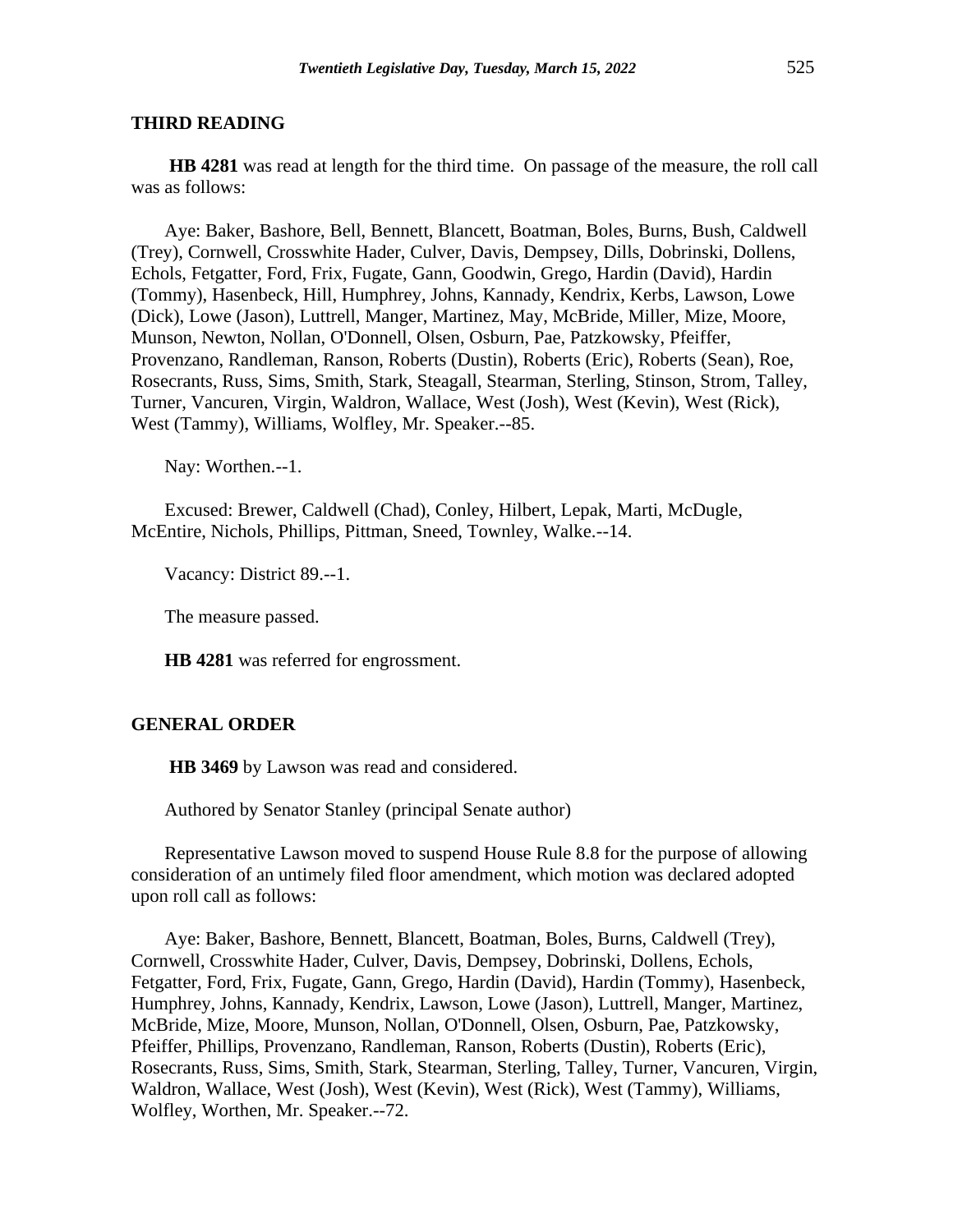### THIRD READING

**HB 4281** was read at length for the third time. On passage of the measure, the roll call was as follows:

Aye: Baker, Bashore, Bell, Bennett, Blancett, Boatman, Boles, Burns, Bush, Caldwell (Trey), Cornwell, Crosswhite Hader, Culver, Davis, Dempsey, Dills, Dobrinski, Dollens, Echols, Fetgatter, Ford, Frix, Fugate, Gann, Goodwin, Grego, Hardin (David), Hardin (Tommy), Hasenbeck, Hill, Humphrey, Johns, Kannady, Kendrix, Kerbs, Lawson, Lowe (Dick), Lowe (Jason), Luttrell, Manger, Martinez, May, McBride, Miller, Mize, Moore, Munson, Newton, Nollan, O'Donnell, Olsen, Osburn, Pae, Patzkowsky, Pfeiffer, Provenzano, Randleman, Ranson, Roberts (Dustin), Roberts (Eric), Roberts (Sean), Roe, Rosecrants, Russ, Sims, Smith, Stark, Steagall, Stearman, Sterling, Stinson, Strom, Talley, Turner, Vancuren, Virgin, Waldron, Wallace, West (Josh), West (Kevin), West (Rick), West (Tammy), Williams, Wolfley, Mr. Speaker.--85.

Nay: Worthen.--1.

Excused: Brewer, Caldwell (Chad), Conley, Hilbert, Lepak, Marti, McDugle, McEntire, Nichols, Phillips, Pittman, Sneed, Townley, Walke.--14.

Vacancy: District 89.--1.

The measure passed.

**HB 4281** was referred for engrossment.

### GENERAL ORDER

**HB 3469** by Lawson was read and considered.

Authored by Senator Stanley (principal Senate author)

Representative Lawson moved to suspend House Rule 8.8 for the purpose of allowing consideration of an untimely filed floor amendment, which motion was declared adopted upon roll call as follows:

Aye: Baker, Bashore, Bennett, Blancett, Boatman, Boles, Burns, Caldwell (Trey), Cornwell, Crosswhite Hader, Culver, Davis, Dempsey, Dobrinski, Dollens, Echols, Fetgatter, Ford, Frix, Fugate, Gann, Grego, Hardin (David), Hardin (Tommy), Hasenbeck, Humphrey, Johns, Kannady, Kendrix, Lawson, Lowe (Jason), Luttrell, Manger, Martinez, McBride, Mize, Moore, Munson, Nollan, O'Donnell, Olsen, Osburn, Pae, Patzkowsky, Pfeiffer, Phillips, Provenzano, Randleman, Ranson, Roberts (Dustin), Roberts (Eric), Rosecrants, Russ, Sims, Smith, Stark, Stearman, Sterling, Talley, Turner, Vancuren, Virgin, Waldron, Wallace, West (Josh), West (Kevin), West (Rick), West (Tammy), Williams, Wolfley, Worthen, Mr. Speaker.--72.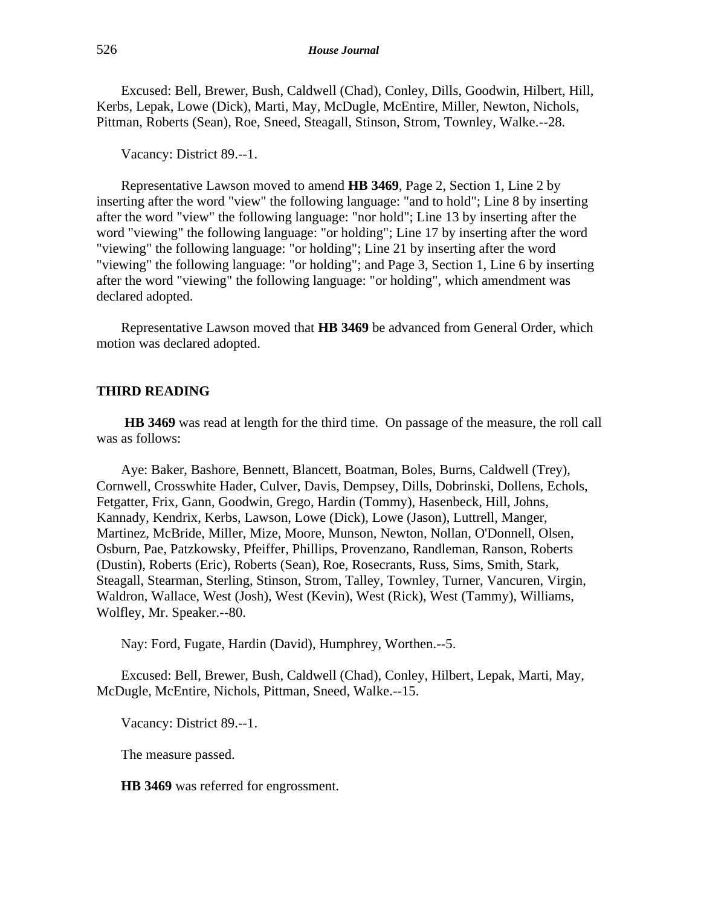Excused: Bell, Brewer, Bush, Caldwell (Chad), Conley, Dills, Goodwin, Hilbert, Hill, Kerbs, Lepak, Lowe (Dick), Marti, May, McDugle, McEntire, Miller, Newton, Nichols, Pittman, Roberts (Sean), Roe, Sneed, Steagall, Stinson, Strom, Townley, Walke.--28.

Vacancy: District 89.--1.

Representative Lawson moved to amend **HB 3469**, Page 2, Section 1, Line 2 by inserting after the word "view" the following language: "and to hold"; Line 8 by inserting after the word "view" the following language: "nor hold"; Line 13 by inserting after the word "viewing" the following language: "or holding"; Line 17 by inserting after the word "viewing" the following language: "or holding"; Line 21 by inserting after the word "viewing" the following language: "or holding"; and Page 3, Section 1, Line 6 by inserting after the word "viewing" the following language: "or holding", which amendment was declared adopted.

Representative Lawson moved that **HB 3469** be advanced from General Order, which motion was declared adopted.

## THIRD READING

**HB 3469** was read at length for the third time. On passage of the measure, the roll call was as follows:

Aye: Baker, Bashore, Bennett, Blancett, Boatman, Boles, Burns, Caldwell (Trey), Cornwell, Crosswhite Hader, Culver, Davis, Dempsey, Dills, Dobrinski, Dollens, Echols, Fetgatter, Frix, Gann, Goodwin, Grego, Hardin (Tommy), Hasenbeck, Hill, Johns, Kannady, Kendrix, Kerbs, Lawson, Lowe (Dick), Lowe (Jason), Luttrell, Manger, Martinez, McBride, Miller, Mize, Moore, Munson, Newton, Nollan, O'Donnell, Olsen, Osburn, Pae, Patzkowsky, Pfeiffer, Phillips, Provenzano, Randleman, Ranson, Roberts (Dustin), Roberts (Eric), Roberts (Sean), Roe, Rosecrants, Russ, Sims, Smith, Stark, Steagall, Stearman, Sterling, Stinson, Strom, Talley, Townley, Turner, Vancuren, Virgin, Waldron, Wallace, West (Josh), West (Kevin), West (Rick), West (Tammy), Williams, Wolfley, Mr. Speaker.--80.

Nay: Ford, Fugate, Hardin (David), Humphrey, Worthen.--5.

Excused: Bell, Brewer, Bush, Caldwell (Chad), Conley, Hilbert, Lepak, Marti, May, McDugle, McEntire, Nichols, Pittman, Sneed, Walke.--15.

Vacancy: District 89.--1.

The measure passed.

**HB 3469** was referred for engrossment.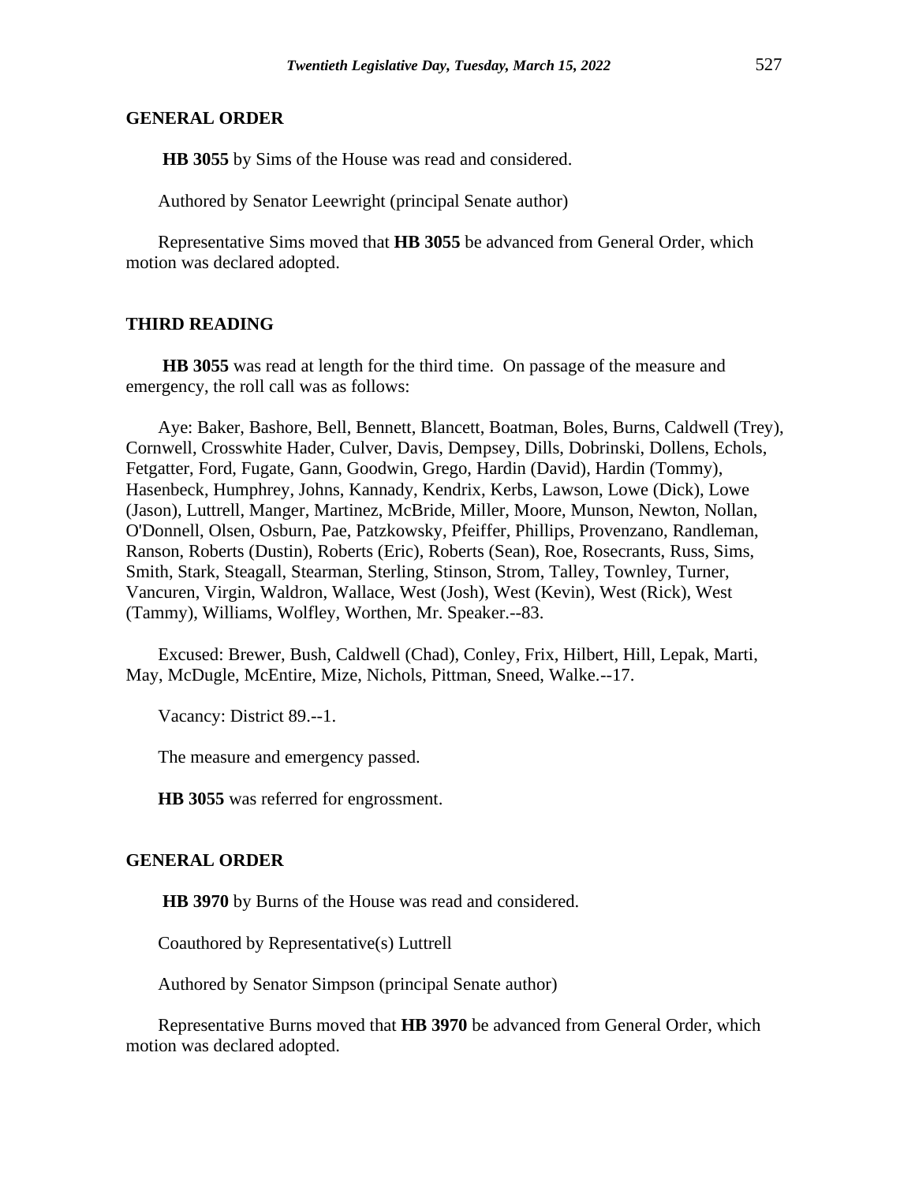## GENERAL ORDER

**HB 3055** by Sims of the House was read and considered.

Authored by Senator Leewright (principal Senate author)

Representative Sims moved that **HB 3055** be advanced from General Order, which motion was declared adopted.

## THIRD READING

**HB 3055** was read at length for the third time. On passage of the measure and emergency, the roll call was as follows:

Aye: Baker, Bashore, Bell, Bennett, Blancett, Boatman, Boles, Burns, Caldwell (Trey), Cornwell, Crosswhite Hader, Culver, Davis, Dempsey, Dills, Dobrinski, Dollens, Echols, Fetgatter, Ford, Fugate, Gann, Goodwin, Grego, Hardin (David), Hardin (Tommy), Hasenbeck, Humphrey, Johns, Kannady, Kendrix, Kerbs, Lawson, Lowe (Dick), Lowe (Jason), Luttrell, Manger, Martinez, McBride, Miller, Moore, Munson, Newton, Nollan, O'Donnell, Olsen, Osburn, Pae, Patzkowsky, Pfeiffer, Phillips, Provenzano, Randleman, Ranson, Roberts (Dustin), Roberts (Eric), Roberts (Sean), Roe, Rosecrants, Russ, Sims, Smith, Stark, Steagall, Stearman, Sterling, Stinson, Strom, Talley, Townley, Turner, Vancuren, Virgin, Waldron, Wallace, West (Josh), West (Kevin), West (Rick), West (Tammy), Williams, Wolfley, Worthen, Mr. Speaker.--83.

Excused: Brewer, Bush, Caldwell (Chad), Conley, Frix, Hilbert, Hill, Lepak, Marti, May, McDugle, McEntire, Mize, Nichols, Pittman, Sneed, Walke.--17.

Vacancy: District 89.--1.

The measure and emergency passed.

**HB 3055** was referred for engrossment.

## GENERAL ORDER

**HB 3970** by Burns of the House was read and considered.

Coauthored by Representative(s) Luttrell

Authored by Senator Simpson (principal Senate author)

Representative Burns moved that **HB 3970** be advanced from General Order, which motion was declared adopted.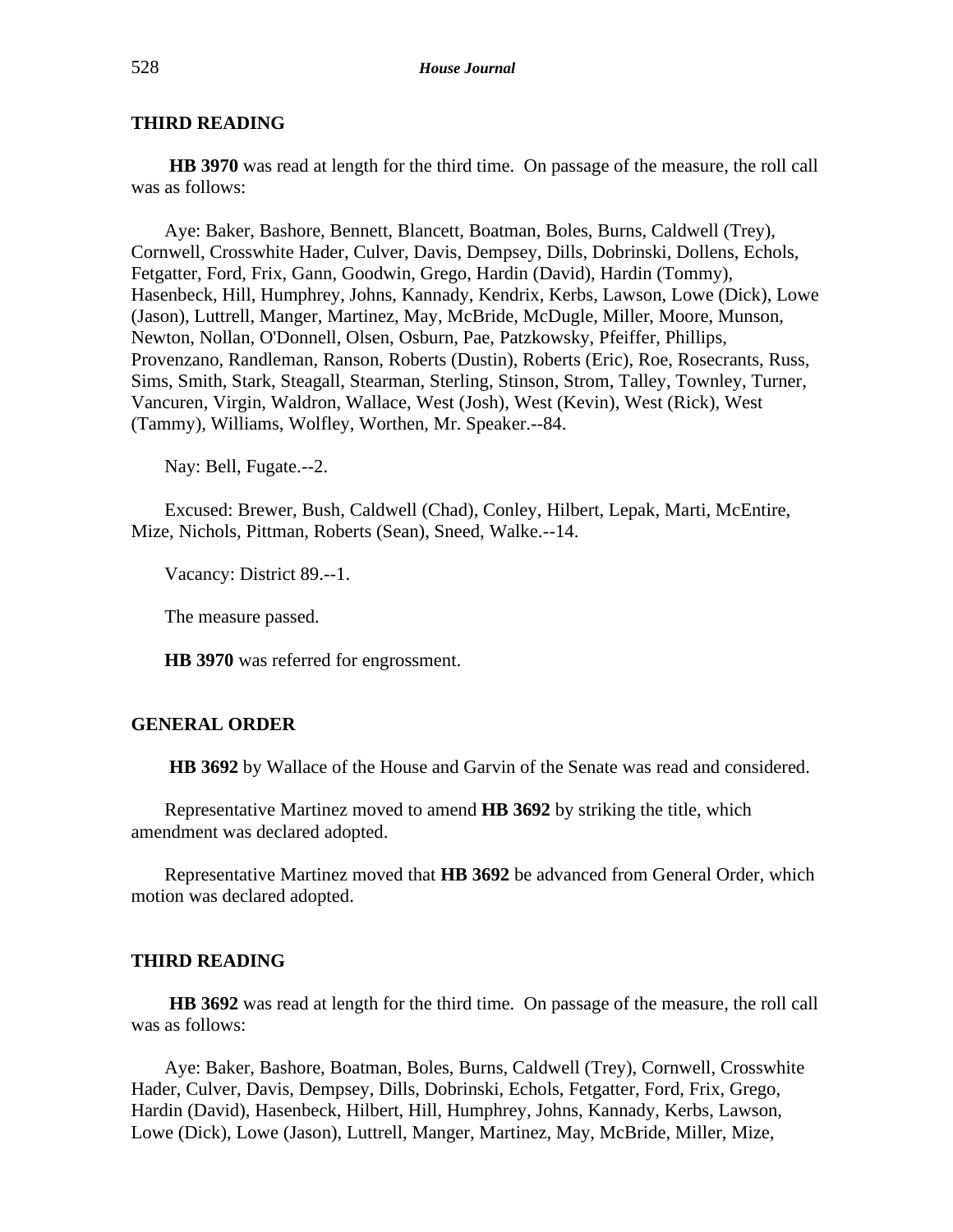## THIRD READING

**HB 3970** was read at length for the third time. On passage of the measure, the roll call was as follows:

Aye: Baker, Bashore, Bennett, Blancett, Boatman, Boles, Burns, Caldwell (Trey), Cornwell, Crosswhite Hader, Culver, Davis, Dempsey, Dills, Dobrinski, Dollens, Echols, Fetgatter, Ford, Frix, Gann, Goodwin, Grego, Hardin (David), Hardin (Tommy), Hasenbeck, Hill, Humphrey, Johns, Kannady, Kendrix, Kerbs, Lawson, Lowe (Dick), Lowe (Jason), Luttrell, Manger, Martinez, May, McBride, McDugle, Miller, Moore, Munson, Newton, Nollan, O'Donnell, Olsen, Osburn, Pae, Patzkowsky, Pfeiffer, Phillips, Provenzano, Randleman, Ranson, Roberts (Dustin), Roberts (Eric), Roe, Rosecrants, Russ, Sims, Smith, Stark, Steagall, Stearman, Sterling, Stinson, Strom, Talley, Townley, Turner, Vancuren, Virgin, Waldron, Wallace, West (Josh), West (Kevin), West (Rick), West (Tammy), Williams, Wolfley, Worthen, Mr. Speaker.--84.

Nay: Bell, Fugate.--2.

Excused: Brewer, Bush, Caldwell (Chad), Conley, Hilbert, Lepak, Marti, McEntire, Mize, Nichols, Pittman, Roberts (Sean), Sneed, Walke.--14.

Vacancy: District 89.--1.

The measure passed.

**HB 3970** was referred for engrossment.

## GENERAL ORDER

**HB 3692** by Wallace of the House and Garvin of the Senate was read and considered.

Representative Martinez moved to amend **HB 3692** by striking the title, which amendment was declared adopted.

Representative Martinez moved that **HB 3692** be advanced from General Order, which motion was declared adopted.

## THIRD READING

**HB 3692** was read at length for the third time. On passage of the measure, the roll call was as follows:

Aye: Baker, Bashore, Boatman, Boles, Burns, Caldwell (Trey), Cornwell, Crosswhite Hader, Culver, Davis, Dempsey, Dills, Dobrinski, Echols, Fetgatter, Ford, Frix, Grego, Hardin (David), Hasenbeck, Hilbert, Hill, Humphrey, Johns, Kannady, Kerbs, Lawson, Lowe (Dick), Lowe (Jason), Luttrell, Manger, Martinez, May, McBride, Miller, Mize,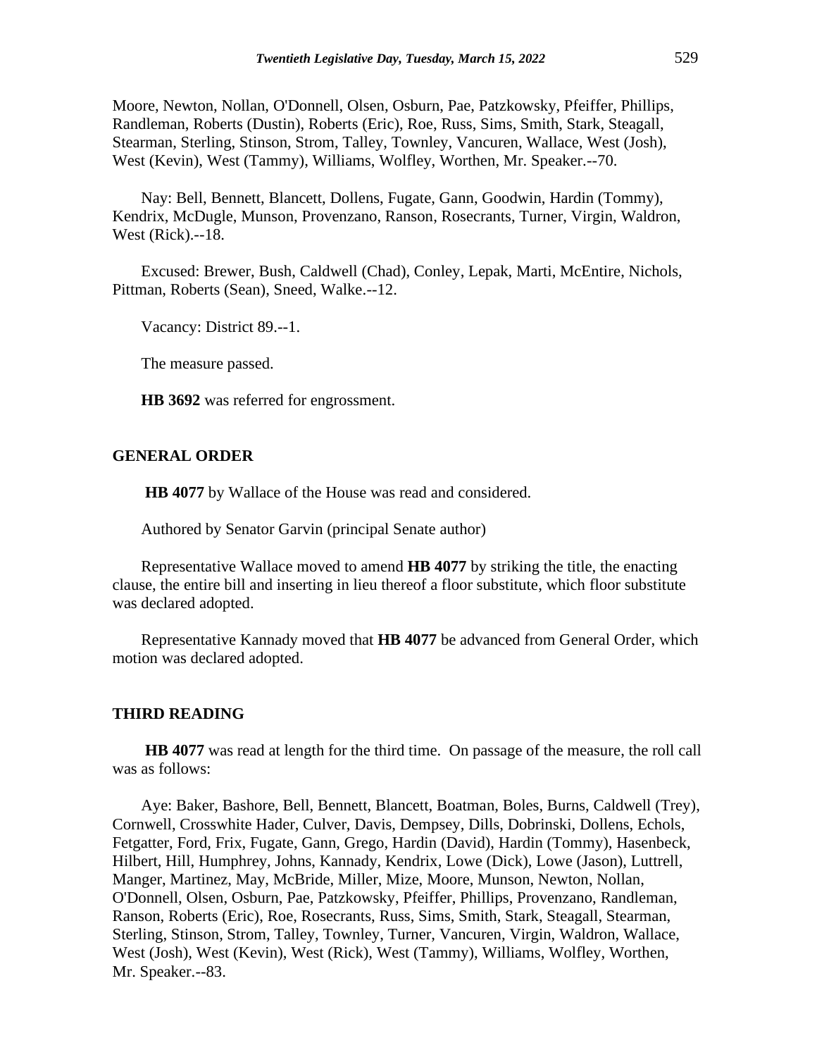Moore, Newton, Nollan, O'Donnell, Olsen, Osburn, Pae, Patzkowsky, Pfeiffer, Phillips, Randleman, Roberts (Dustin), Roberts (Eric), Roe, Russ, Sims, Smith, Stark, Steagall, Stearman, Sterling, Stinson, Strom, Talley, Townley, Vancuren, Wallace, West (Josh), West (Kevin), West (Tammy), Williams, Wolfley, Worthen, Mr. Speaker.--70.

Nay: Bell, Bennett, Blancett, Dollens, Fugate, Gann, Goodwin, Hardin (Tommy), Kendrix, McDugle, Munson, Provenzano, Ranson, Rosecrants, Turner, Virgin, Waldron, West (Rick).--18.

Excused: Brewer, Bush, Caldwell (Chad), Conley, Lepak, Marti, McEntire, Nichols, Pittman, Roberts (Sean), Sneed, Walke.--12.

Vacancy: District 89.--1.

The measure passed.

**HB 3692** was referred for engrossment.

## GENERAL ORDER

**HB 4077** by Wallace of the House was read and considered.

Authored by Senator Garvin (principal Senate author)

Representative Wallace moved to amend **HB 4077** by striking the title, the enacting clause, the entire bill and inserting in lieu thereof a floor substitute, which floor substitute was declared adopted.

Representative Kannady moved that **HB 4077** be advanced from General Order, which motion was declared adopted.

## THIRD READING

**HB 4077** was read at length for the third time. On passage of the measure, the roll call was as follows:

Aye: Baker, Bashore, Bell, Bennett, Blancett, Boatman, Boles, Burns, Caldwell (Trey), Cornwell, Crosswhite Hader, Culver, Davis, Dempsey, Dills, Dobrinski, Dollens, Echols, Fetgatter, Ford, Frix, Fugate, Gann, Grego, Hardin (David), Hardin (Tommy), Hasenbeck, Hilbert, Hill, Humphrey, Johns, Kannady, Kendrix, Lowe (Dick), Lowe (Jason), Luttrell, Manger, Martinez, May, McBride, Miller, Mize, Moore, Munson, Newton, Nollan, O'Donnell, Olsen, Osburn, Pae, Patzkowsky, Pfeiffer, Phillips, Provenzano, Randleman, Ranson, Roberts (Eric), Roe, Rosecrants, Russ, Sims, Smith, Stark, Steagall, Stearman, Sterling, Stinson, Strom, Talley, Townley, Turner, Vancuren, Virgin, Waldron, Wallace, West (Josh), West (Kevin), West (Rick), West (Tammy), Williams, Wolfley, Worthen, Mr. Speaker.--83.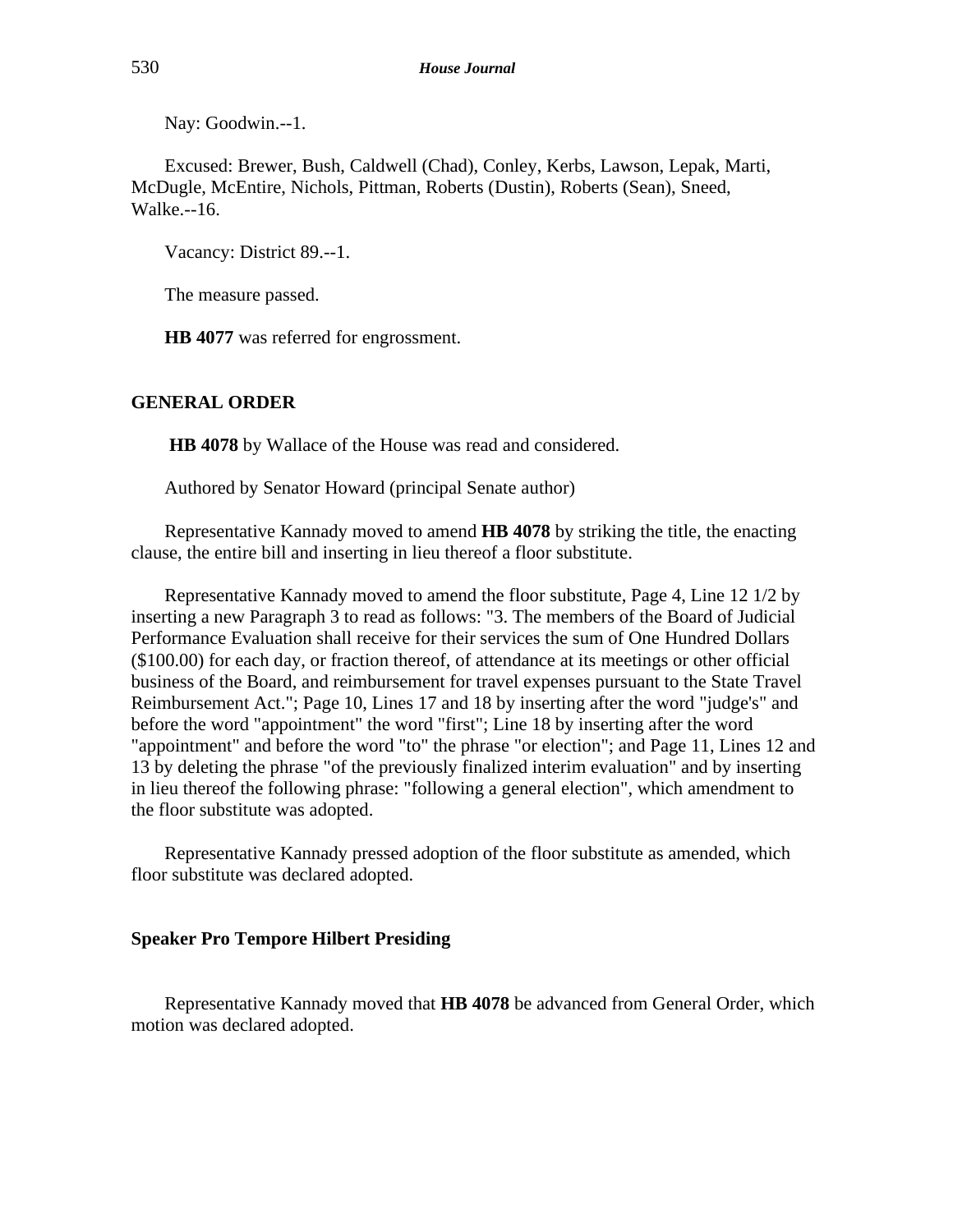Nay: Goodwin.--1.

Excused: Brewer, Bush, Caldwell (Chad), Conley, Kerbs, Lawson, Lepak, Marti, McDugle, McEntire, Nichols, Pittman, Roberts (Dustin), Roberts (Sean), Sneed, Walke.--16.

Vacancy: District 89.--1.

The measure passed.

**HB 4077** was referred for engrossment.

## GENERAL ORDER

**HB 4078** by Wallace of the House was read and considered.

Authored by Senator Howard (principal Senate author)

Representative Kannady moved to amend **HB 4078** by striking the title, the enacting clause, the entire bill and inserting in lieu thereof a floor substitute.

Representative Kannady moved to amend the floor substitute, Page 4, Line 12 1/2 by inserting a new Paragraph 3 to read as follows: "3. The members of the Board of Judicial Performance Evaluation shall receive for their services the sum of One Hundred Dollars ($100.00) for each day, or fraction thereof, of attendance at its meetings or other official business of the Board, and reimbursement for travel expenses pursuant to the State Travel Reimbursement Act."; Page 10, Lines 17 and 18 by inserting after the word "judge's" and before the word "appointment" the word "first"; Line 18 by inserting after the word "appointment" and before the word "to" the phrase "or election"; and Page 11, Lines 12 and 13 by deleting the phrase "of the previously finalized interim evaluation" and by inserting in lieu thereof the following phrase: "following a general election", which amendment to the floor substitute was adopted.

Representative Kannady pressed adoption of the floor substitute as amended, which floor substitute was declared adopted.

## Speaker Pro Tempore Hilbert Presiding

Representative Kannady moved that **HB 4078** be advanced from General Order, which motion was declared adopted.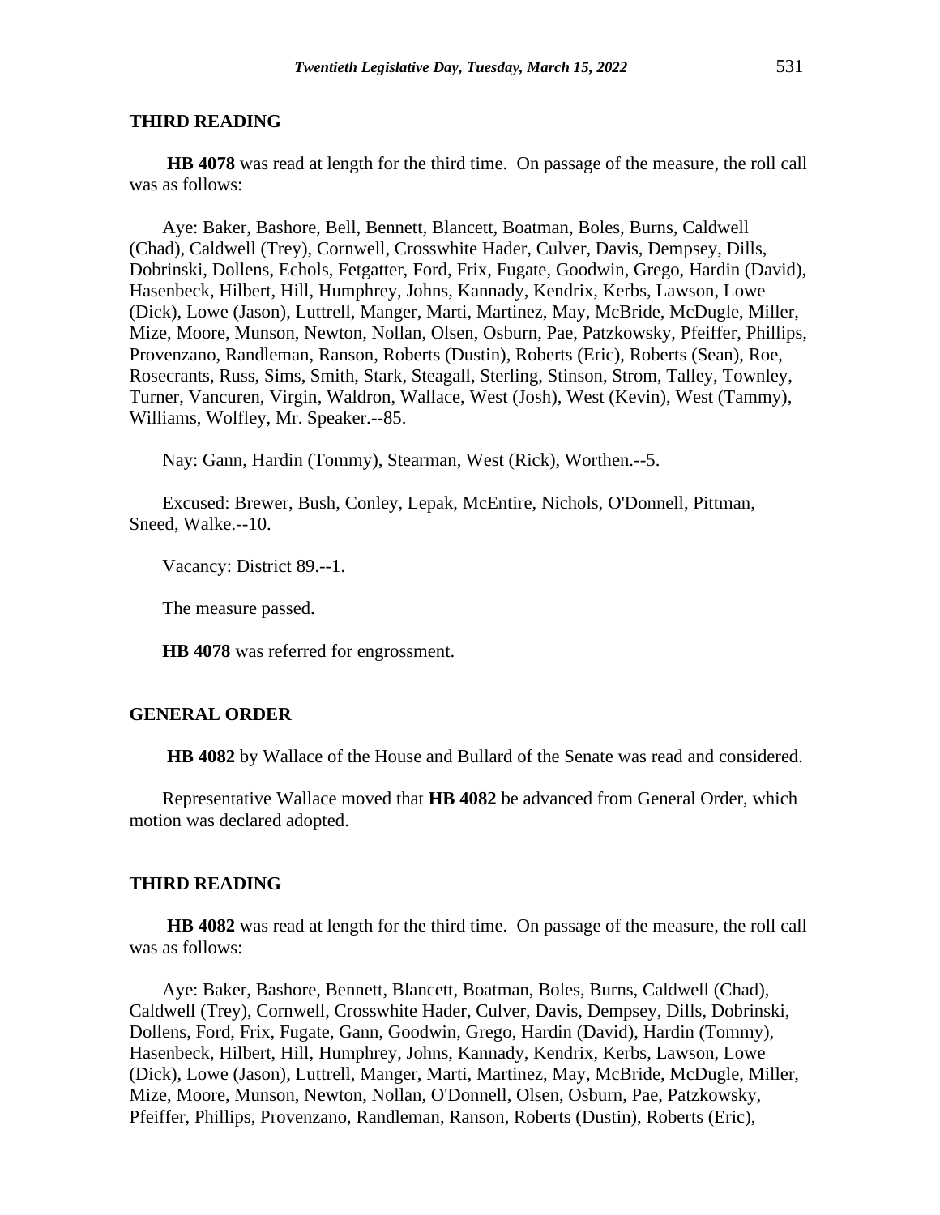## THIRD READING

**HB 4078** was read at length for the third time. On passage of the measure, the roll call was as follows:

Aye: Baker, Bashore, Bell, Bennett, Blancett, Boatman, Boles, Burns, Caldwell (Chad), Caldwell (Trey), Cornwell, Crosswhite Hader, Culver, Davis, Dempsey, Dills, Dobrinski, Dollens, Echols, Fetgatter, Ford, Frix, Fugate, Goodwin, Grego, Hardin (David), Hasenbeck, Hilbert, Hill, Humphrey, Johns, Kannady, Kendrix, Kerbs, Lawson, Lowe (Dick), Lowe (Jason), Luttrell, Manger, Marti, Martinez, May, McBride, McDugle, Miller, Mize, Moore, Munson, Newton, Nollan, Olsen, Osburn, Pae, Patzkowsky, Pfeiffer, Phillips, Provenzano, Randleman, Ranson, Roberts (Dustin), Roberts (Eric), Roberts (Sean), Roe, Rosecrants, Russ, Sims, Smith, Stark, Steagall, Sterling, Stinson, Strom, Talley, Townley, Turner, Vancuren, Virgin, Waldron, Wallace, West (Josh), West (Kevin), West (Tammy), Williams, Wolfley, Mr. Speaker.--85.

Nay: Gann, Hardin (Tommy), Stearman, West (Rick), Worthen.--5.

Excused: Brewer, Bush, Conley, Lepak, McEntire, Nichols, O'Donnell, Pittman, Sneed, Walke.--10.

Vacancy: District 89.--1.

The measure passed.

**HB 4078** was referred for engrossment.

## GENERAL ORDER

**HB 4082** by Wallace of the House and Bullard of the Senate was read and considered.

Representative Wallace moved that **HB 4082** be advanced from General Order, which motion was declared adopted.

## THIRD READING

**HB 4082** was read at length for the third time. On passage of the measure, the roll call was as follows:

Aye: Baker, Bashore, Bennett, Blancett, Boatman, Boles, Burns, Caldwell (Chad), Caldwell (Trey), Cornwell, Crosswhite Hader, Culver, Davis, Dempsey, Dills, Dobrinski, Dollens, Ford, Frix, Fugate, Gann, Goodwin, Grego, Hardin (David), Hardin (Tommy), Hasenbeck, Hilbert, Hill, Humphrey, Johns, Kannady, Kendrix, Kerbs, Lawson, Lowe (Dick), Lowe (Jason), Luttrell, Manger, Marti, Martinez, May, McBride, McDugle, Miller, Mize, Moore, Munson, Newton, Nollan, O'Donnell, Olsen, Osburn, Pae, Patzkowsky, Pfeiffer, Phillips, Provenzano, Randleman, Ranson, Roberts (Dustin), Roberts (Eric),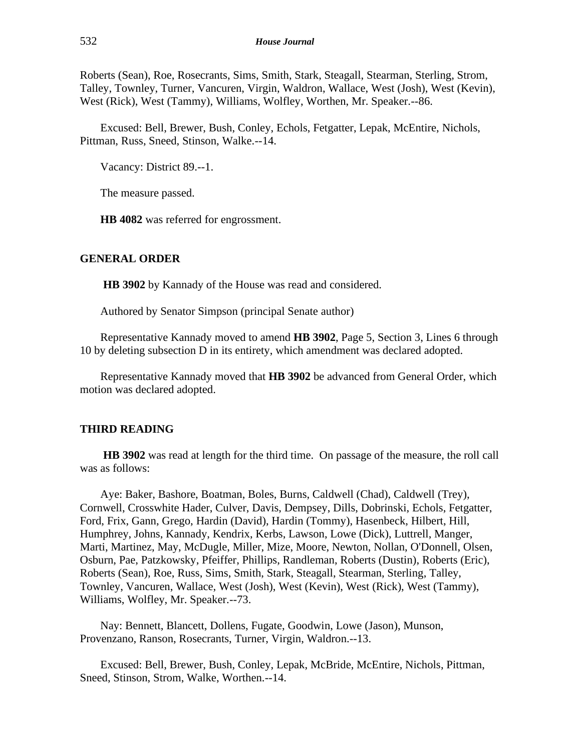Roberts (Sean), Roe, Rosecrants, Sims, Smith, Stark, Steagall, Stearman, Sterling, Strom, Talley, Townley, Turner, Vancuren, Virgin, Waldron, Wallace, West (Josh), West (Kevin), West (Rick), West (Tammy), Williams, Wolfley, Worthen, Mr. Speaker.--86.

Excused: Bell, Brewer, Bush, Conley, Echols, Fetgatter, Lepak, McEntire, Nichols, Pittman, Russ, Sneed, Stinson, Walke.--14.

Vacancy: District 89.--1.

The measure passed.

**HB 4082** was referred for engrossment.

## GENERAL ORDER

**HB 3902** by Kannady of the House was read and considered.

Authored by Senator Simpson (principal Senate author)

Representative Kannady moved to amend **HB 3902**, Page 5, Section 3, Lines 6 through 10 by deleting subsection D in its entirety, which amendment was declared adopted.

Representative Kannady moved that **HB 3902** be advanced from General Order, which motion was declared adopted.

## THIRD READING

**HB 3902** was read at length for the third time. On passage of the measure, the roll call was as follows:

Aye: Baker, Bashore, Boatman, Boles, Burns, Caldwell (Chad), Caldwell (Trey), Cornwell, Crosswhite Hader, Culver, Davis, Dempsey, Dills, Dobrinski, Echols, Fetgatter, Ford, Frix, Gann, Grego, Hardin (David), Hardin (Tommy), Hasenbeck, Hilbert, Hill, Humphrey, Johns, Kannady, Kendrix, Kerbs, Lawson, Lowe (Dick), Luttrell, Manger, Marti, Martinez, May, McDugle, Miller, Mize, Moore, Newton, Nollan, O'Donnell, Olsen, Osburn, Pae, Patzkowsky, Pfeiffer, Phillips, Randleman, Roberts (Dustin), Roberts (Eric), Roberts (Sean), Roe, Russ, Sims, Smith, Stark, Steagall, Stearman, Sterling, Talley, Townley, Vancuren, Wallace, West (Josh), West (Kevin), West (Rick), West (Tammy), Williams, Wolfley, Mr. Speaker.--73.

Nay: Bennett, Blancett, Dollens, Fugate, Goodwin, Lowe (Jason), Munson, Provenzano, Ranson, Rosecrants, Turner, Virgin, Waldron.--13.

Excused: Bell, Brewer, Bush, Conley, Lepak, McBride, McEntire, Nichols, Pittman, Sneed, Stinson, Strom, Walke, Worthen.--14.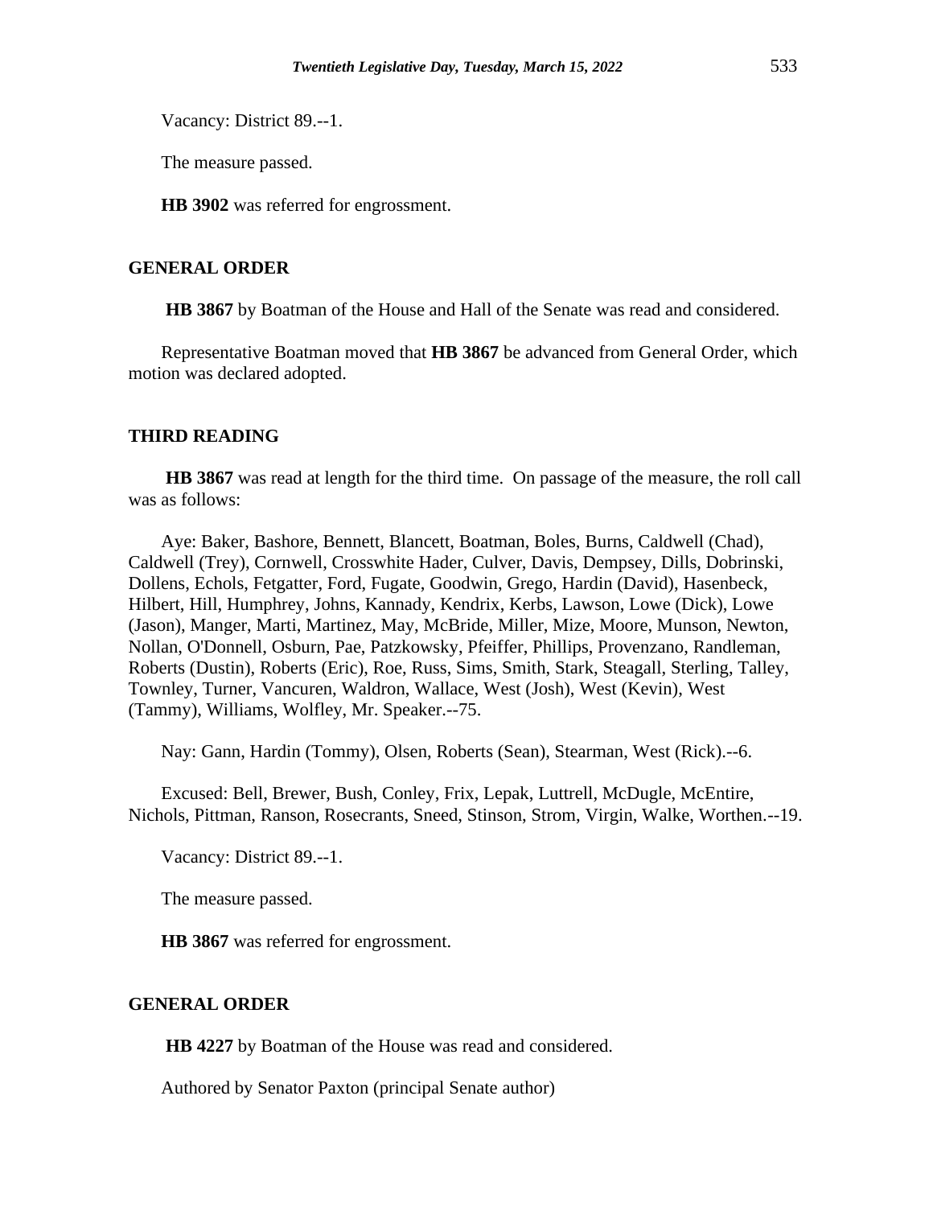Vacancy: District 89.--1.

The measure passed.

**HB 3902** was referred for engrossment.

## GENERAL ORDER

**HB 3867** by Boatman of the House and Hall of the Senate was read and considered.

Representative Boatman moved that **HB 3867** be advanced from General Order, which motion was declared adopted.

## THIRD READING

**HB 3867** was read at length for the third time. On passage of the measure, the roll call was as follows:

Aye: Baker, Bashore, Bennett, Blancett, Boatman, Boles, Burns, Caldwell (Chad), Caldwell (Trey), Cornwell, Crosswhite Hader, Culver, Davis, Dempsey, Dills, Dobrinski, Dollens, Echols, Fetgatter, Ford, Fugate, Goodwin, Grego, Hardin (David), Hasenbeck, Hilbert, Hill, Humphrey, Johns, Kannady, Kendrix, Kerbs, Lawson, Lowe (Dick), Lowe (Jason), Manger, Marti, Martinez, May, McBride, Miller, Mize, Moore, Munson, Newton, Nollan, O'Donnell, Osburn, Pae, Patzkowsky, Pfeiffer, Phillips, Provenzano, Randleman, Roberts (Dustin), Roberts (Eric), Roe, Russ, Sims, Smith, Stark, Steagall, Sterling, Talley, Townley, Turner, Vancuren, Waldron, Wallace, West (Josh), West (Kevin), West (Tammy), Williams, Wolfley, Mr. Speaker.--75.

Nay: Gann, Hardin (Tommy), Olsen, Roberts (Sean), Stearman, West (Rick).--6.

Excused: Bell, Brewer, Bush, Conley, Frix, Lepak, Luttrell, McDugle, McEntire, Nichols, Pittman, Ranson, Rosecrants, Sneed, Stinson, Strom, Virgin, Walke, Worthen.--19.

Vacancy: District 89.--1.

The measure passed.

**HB 3867** was referred for engrossment.

## GENERAL ORDER

**HB 4227** by Boatman of the House was read and considered.

Authored by Senator Paxton (principal Senate author)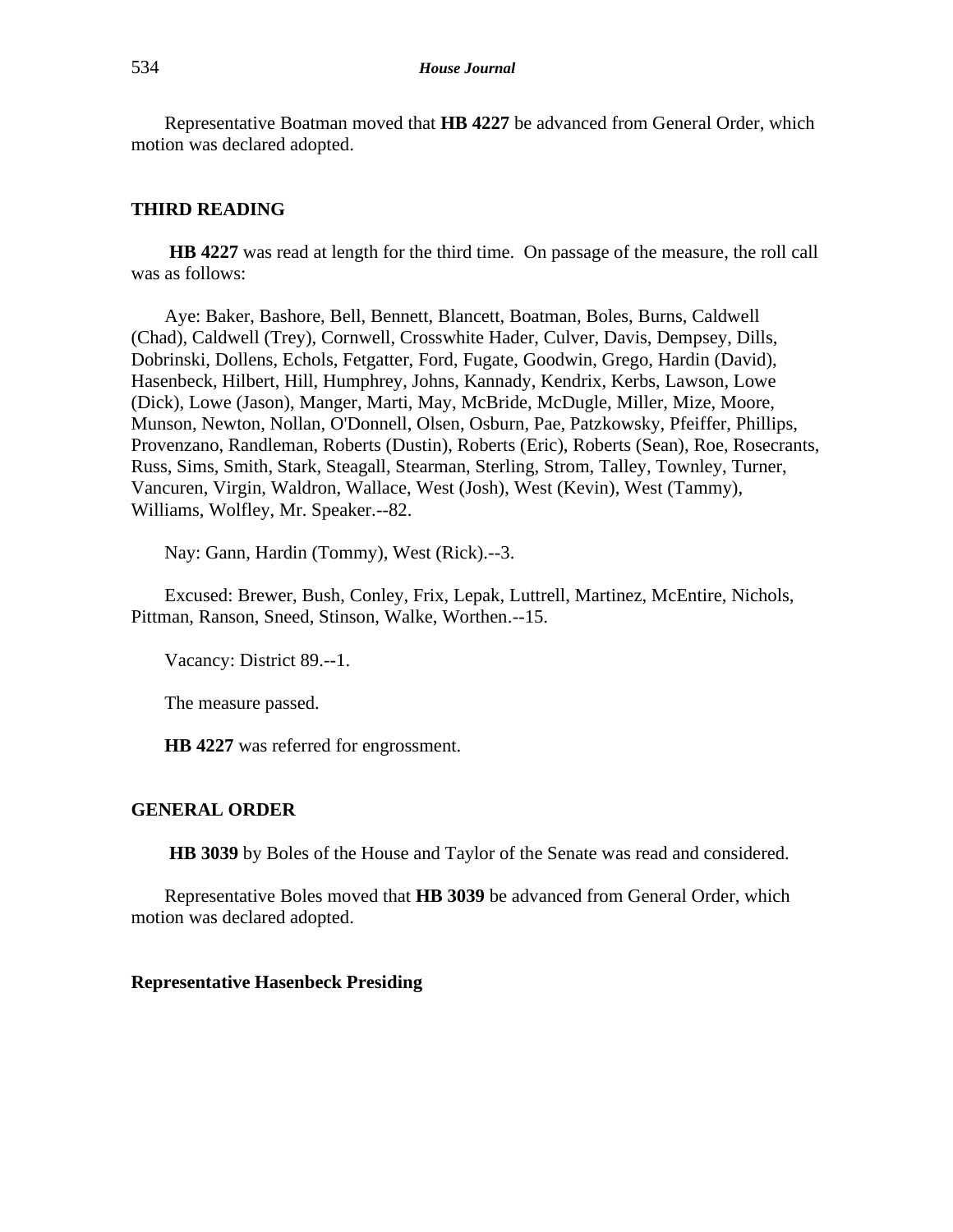Representative Boatman moved that **HB 4227** be advanced from General Order, which motion was declared adopted.

## THIRD READING

**HB 4227** was read at length for the third time. On passage of the measure, the roll call was as follows:

Aye: Baker, Bashore, Bell, Bennett, Blancett, Boatman, Boles, Burns, Caldwell (Chad), Caldwell (Trey), Cornwell, Crosswhite Hader, Culver, Davis, Dempsey, Dills, Dobrinski, Dollens, Echols, Fetgatter, Ford, Fugate, Goodwin, Grego, Hardin (David), Hasenbeck, Hilbert, Hill, Humphrey, Johns, Kannady, Kendrix, Kerbs, Lawson, Lowe (Dick), Lowe (Jason), Manger, Marti, May, McBride, McDugle, Miller, Mize, Moore, Munson, Newton, Nollan, O'Donnell, Olsen, Osburn, Pae, Patzkowsky, Pfeiffer, Phillips, Provenzano, Randleman, Roberts (Dustin), Roberts (Eric), Roberts (Sean), Roe, Rosecrants, Russ, Sims, Smith, Stark, Steagall, Stearman, Sterling, Strom, Talley, Townley, Turner, Vancuren, Virgin, Waldron, Wallace, West (Josh), West (Kevin), West (Tammy), Williams, Wolfley, Mr. Speaker.--82.

Nay: Gann, Hardin (Tommy), West (Rick).--3.

Excused: Brewer, Bush, Conley, Frix, Lepak, Luttrell, Martinez, McEntire, Nichols, Pittman, Ranson, Sneed, Stinson, Walke, Worthen.--15.

Vacancy: District 89.--1.

The measure passed.

**HB 4227** was referred for engrossment.

## GENERAL ORDER

**HB 3039** by Boles of the House and Taylor of the Senate was read and considered.

Representative Boles moved that **HB 3039** be advanced from General Order, which motion was declared adopted.

**Representative Hasenbeck Presiding**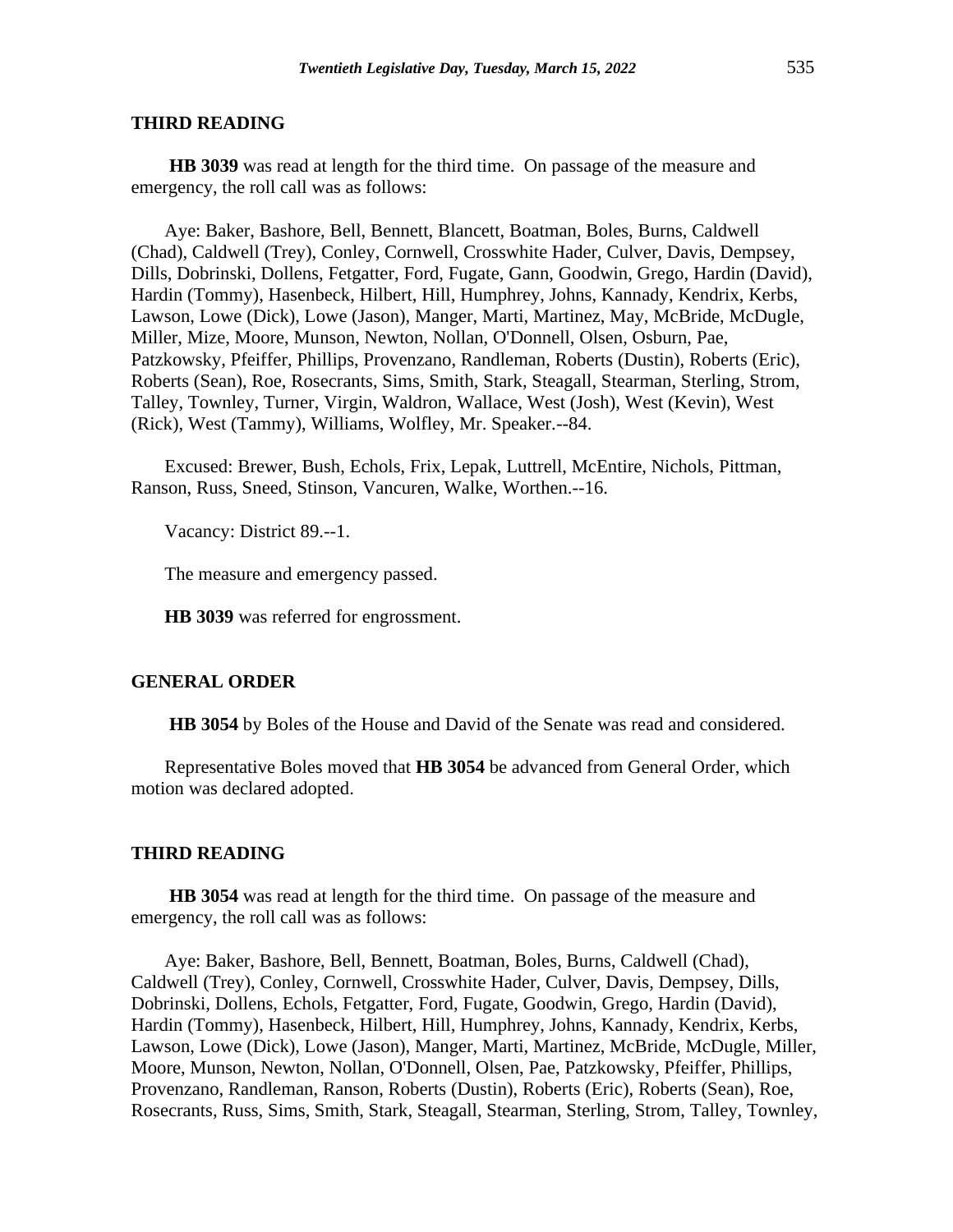## THIRD READING

**HB 3039** was read at length for the third time. On passage of the measure and emergency, the roll call was as follows:

Aye: Baker, Bashore, Bell, Bennett, Blancett, Boatman, Boles, Burns, Caldwell (Chad), Caldwell (Trey), Conley, Cornwell, Crosswhite Hader, Culver, Davis, Dempsey, Dills, Dobrinski, Dollens, Fetgatter, Ford, Fugate, Gann, Goodwin, Grego, Hardin (David), Hardin (Tommy), Hasenbeck, Hilbert, Hill, Humphrey, Johns, Kannady, Kendrix, Kerbs, Lawson, Lowe (Dick), Lowe (Jason), Manger, Marti, Martinez, May, McBride, McDugle, Miller, Mize, Moore, Munson, Newton, Nollan, O'Donnell, Olsen, Osburn, Pae, Patzkowsky, Pfeiffer, Phillips, Provenzano, Randleman, Roberts (Dustin), Roberts (Eric), Roberts (Sean), Roe, Rosecrants, Sims, Smith, Stark, Steagall, Stearman, Sterling, Strom, Talley, Townley, Turner, Virgin, Waldron, Wallace, West (Josh), West (Kevin), West (Rick), West (Tammy), Williams, Wolfley, Mr. Speaker.--84.

Excused: Brewer, Bush, Echols, Frix, Lepak, Luttrell, McEntire, Nichols, Pittman, Ranson, Russ, Sneed, Stinson, Vancuren, Walke, Worthen.--16.

Vacancy: District 89.--1.

The measure and emergency passed.

**HB 3039** was referred for engrossment.

## GENERAL ORDER

**HB 3054** by Boles of the House and David of the Senate was read and considered.

Representative Boles moved that **HB 3054** be advanced from General Order, which motion was declared adopted.

## THIRD READING

**HB 3054** was read at length for the third time. On passage of the measure and emergency, the roll call was as follows:

Aye: Baker, Bashore, Bell, Bennett, Boatman, Boles, Burns, Caldwell (Chad), Caldwell (Trey), Conley, Cornwell, Crosswhite Hader, Culver, Davis, Dempsey, Dills, Dobrinski, Dollens, Echols, Fetgatter, Ford, Fugate, Goodwin, Grego, Hardin (David), Hardin (Tommy), Hasenbeck, Hilbert, Hill, Humphrey, Johns, Kannady, Kendrix, Kerbs, Lawson, Lowe (Dick), Lowe (Jason), Manger, Marti, Martinez, McBride, McDugle, Miller, Moore, Munson, Newton, Nollan, O'Donnell, Olsen, Pae, Patzkowsky, Pfeiffer, Phillips, Provenzano, Randleman, Ranson, Roberts (Dustin), Roberts (Eric), Roberts (Sean), Roe, Rosecrants, Russ, Sims, Smith, Stark, Steagall, Stearman, Sterling, Strom, Talley, Townley,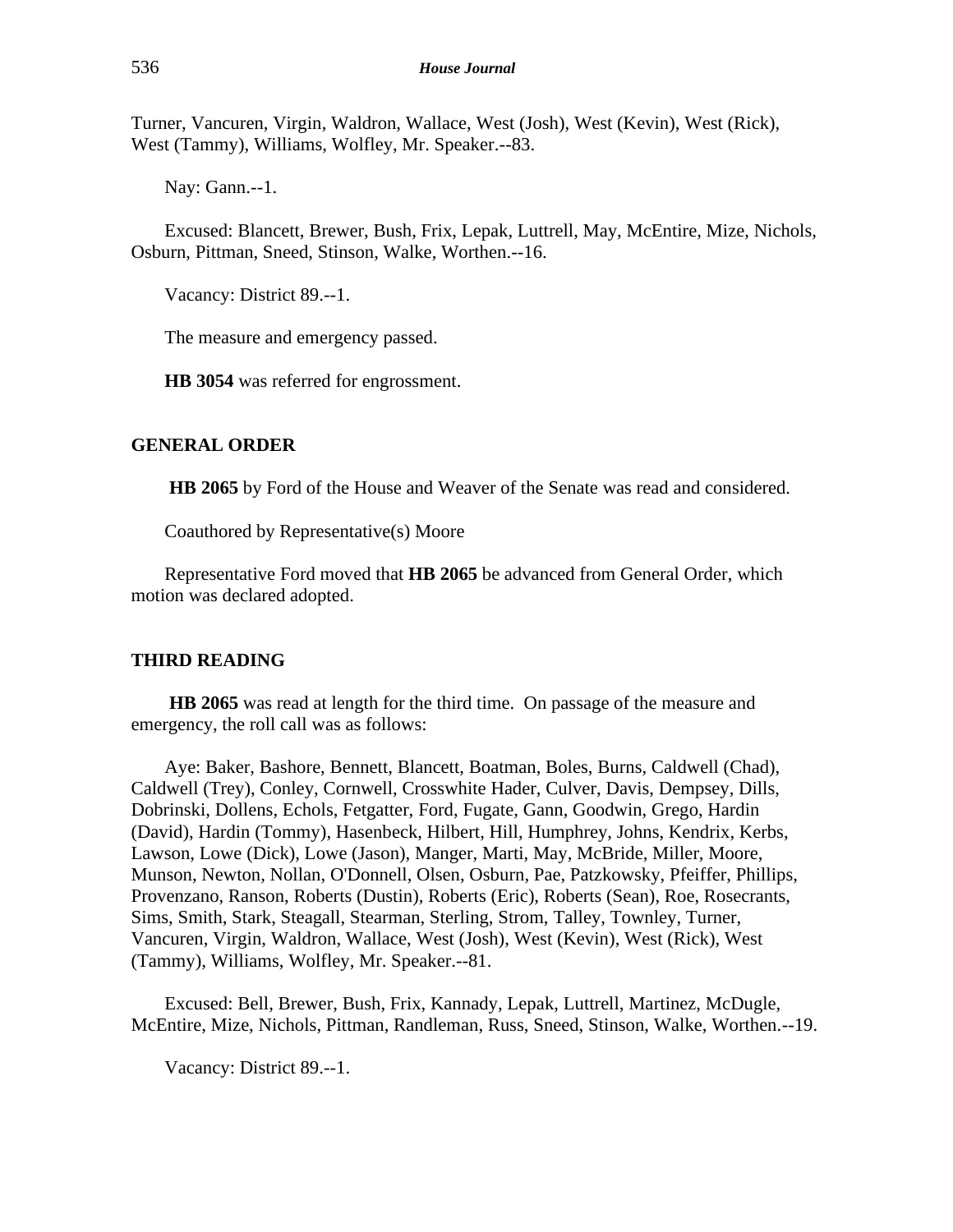Turner, Vancuren, Virgin, Waldron, Wallace, West (Josh), West (Kevin), West (Rick), West (Tammy), Williams, Wolfley, Mr. Speaker.--83.

Nay: Gann.--1.

Excused: Blancett, Brewer, Bush, Frix, Lepak, Luttrell, May, McEntire, Mize, Nichols, Osburn, Pittman, Sneed, Stinson, Walke, Worthen.--16.

Vacancy: District 89.--1.

The measure and emergency passed.

**HB 3054** was referred for engrossment.

## GENERAL ORDER

**HB 2065** by Ford of the House and Weaver of the Senate was read and considered.

Coauthored by Representative(s) Moore

Representative Ford moved that **HB 2065** be advanced from General Order, which motion was declared adopted.

## THIRD READING

**HB 2065** was read at length for the third time. On passage of the measure and emergency, the roll call was as follows:

Aye: Baker, Bashore, Bennett, Blancett, Boatman, Boles, Burns, Caldwell (Chad), Caldwell (Trey), Conley, Cornwell, Crosswhite Hader, Culver, Davis, Dempsey, Dills, Dobrinski, Dollens, Echols, Fetgatter, Ford, Fugate, Gann, Goodwin, Grego, Hardin (David), Hardin (Tommy), Hasenbeck, Hilbert, Hill, Humphrey, Johns, Kendrix, Kerbs, Lawson, Lowe (Dick), Lowe (Jason), Manger, Marti, May, McBride, Miller, Moore, Munson, Newton, Nollan, O'Donnell, Olsen, Osburn, Pae, Patzkowsky, Pfeiffer, Phillips, Provenzano, Ranson, Roberts (Dustin), Roberts (Eric), Roberts (Sean), Roe, Rosecrants, Sims, Smith, Stark, Steagall, Stearman, Sterling, Strom, Talley, Townley, Turner, Vancuren, Virgin, Waldron, Wallace, West (Josh), West (Kevin), West (Rick), West (Tammy), Williams, Wolfley, Mr. Speaker.--81.

Excused: Bell, Brewer, Bush, Frix, Kannady, Lepak, Luttrell, Martinez, McDugle, McEntire, Mize, Nichols, Pittman, Randleman, Russ, Sneed, Stinson, Walke, Worthen.--19.

Vacancy: District 89.--1.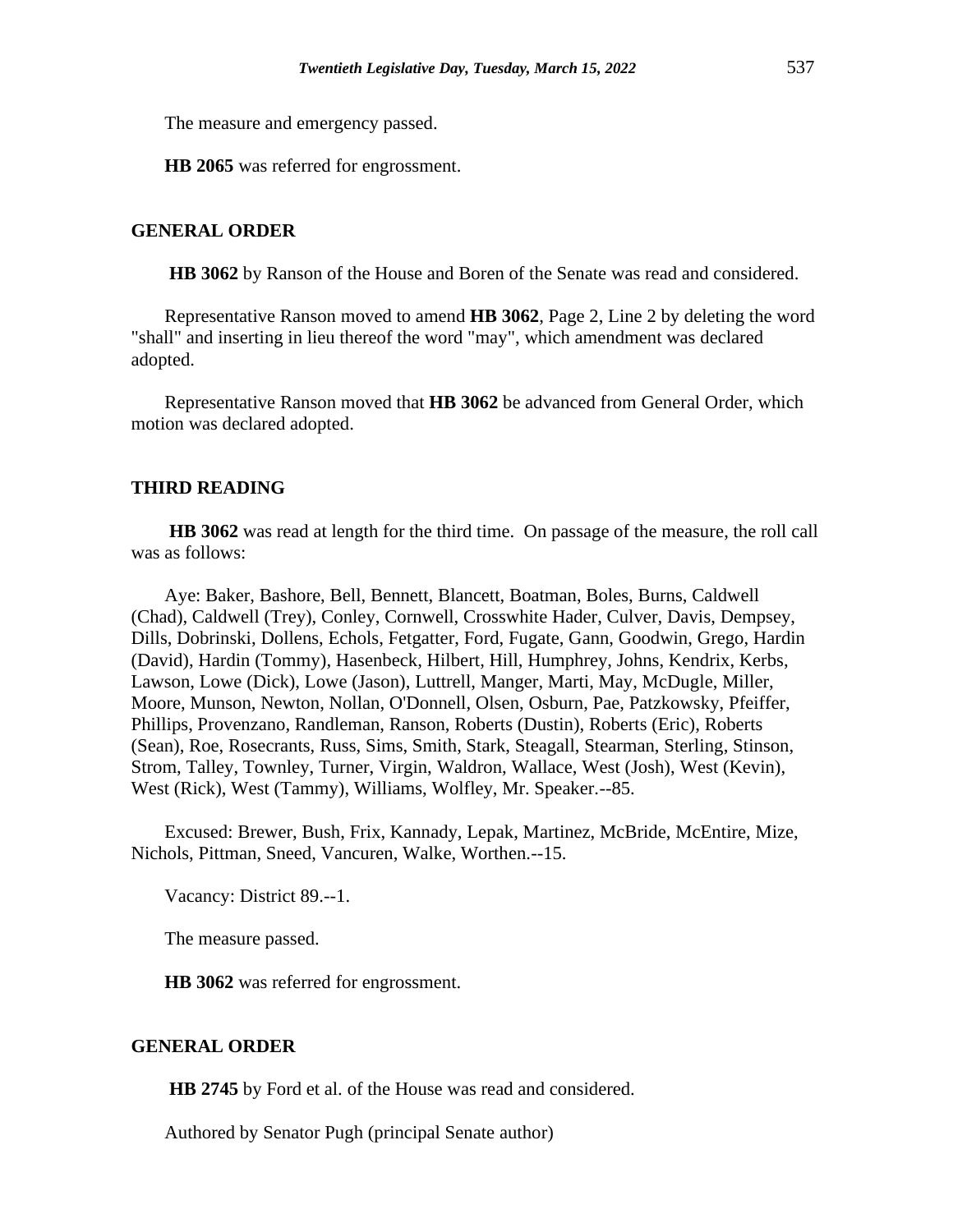The measure and emergency passed.

**HB 2065** was referred for engrossment.

## GENERAL ORDER

**HB 3062** by Ranson of the House and Boren of the Senate was read and considered.

Representative Ranson moved to amend **HB 3062**, Page 2, Line 2 by deleting the word "shall" and inserting in lieu thereof the word "may", which amendment was declared adopted.

Representative Ranson moved that **HB 3062** be advanced from General Order, which motion was declared adopted.

## THIRD READING

**HB 3062** was read at length for the third time. On passage of the measure, the roll call was as follows:

Aye: Baker, Bashore, Bell, Bennett, Blancett, Boatman, Boles, Burns, Caldwell (Chad), Caldwell (Trey), Conley, Cornwell, Crosswhite Hader, Culver, Davis, Dempsey, Dills, Dobrinski, Dollens, Echols, Fetgatter, Ford, Fugate, Gann, Goodwin, Grego, Hardin (David), Hardin (Tommy), Hasenbeck, Hilbert, Hill, Humphrey, Johns, Kendrix, Kerbs, Lawson, Lowe (Dick), Lowe (Jason), Luttrell, Manger, Marti, May, McDugle, Miller, Moore, Munson, Newton, Nollan, O'Donnell, Olsen, Osburn, Pae, Patzkowsky, Pfeiffer, Phillips, Provenzano, Randleman, Ranson, Roberts (Dustin), Roberts (Eric), Roberts (Sean), Roe, Rosecrants, Russ, Sims, Smith, Stark, Steagall, Stearman, Sterling, Stinson, Strom, Talley, Townley, Turner, Virgin, Waldron, Wallace, West (Josh), West (Kevin), West (Rick), West (Tammy), Williams, Wolfley, Mr. Speaker.--85.

Excused: Brewer, Bush, Frix, Kannady, Lepak, Martinez, McBride, McEntire, Mize, Nichols, Pittman, Sneed, Vancuren, Walke, Worthen.--15.

Vacancy: District 89.--1.

The measure passed.

**HB 3062** was referred for engrossment.

## GENERAL ORDER

**HB 2745** by Ford et al. of the House was read and considered.

Authored by Senator Pugh (principal Senate author)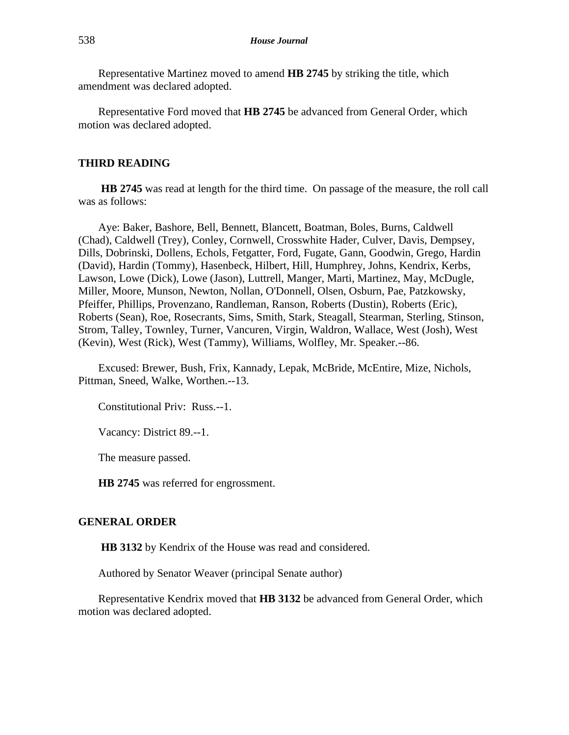Representative Martinez moved to amend **HB 2745** by striking the title, which amendment was declared adopted.

Representative Ford moved that **HB 2745** be advanced from General Order, which motion was declared adopted.

**THIRD READING**

**HB 2745** was read at length for the third time. On passage of the measure, the roll call was as follows:

Aye: Baker, Bashore, Bell, Bennett, Blancett, Boatman, Boles, Burns, Caldwell (Chad), Caldwell (Trey), Conley, Cornwell, Crosswhite Hader, Culver, Davis, Dempsey, Dills, Dobrinski, Dollens, Echols, Fetgatter, Ford, Fugate, Gann, Goodwin, Grego, Hardin (David), Hardin (Tommy), Hasenbeck, Hilbert, Hill, Humphrey, Johns, Kendrix, Kerbs, Lawson, Lowe (Dick), Lowe (Jason), Luttrell, Manger, Marti, Martinez, May, McDugle, Miller, Moore, Munson, Newton, Nollan, O'Donnell, Olsen, Osburn, Pae, Patzkowsky, Pfeiffer, Phillips, Provenzano, Randleman, Ranson, Roberts (Dustin), Roberts (Eric), Roberts (Sean), Roe, Rosecrants, Sims, Smith, Stark, Steagall, Stearman, Sterling, Stinson, Strom, Talley, Townley, Turner, Vancuren, Virgin, Waldron, Wallace, West (Josh), West (Kevin), West (Rick), West (Tammy), Williams, Wolfley, Mr. Speaker.--86.

Excused: Brewer, Bush, Frix, Kannady, Lepak, McBride, McEntire, Mize, Nichols, Pittman, Sneed, Walke, Worthen.--13.

Constitutional Priv: Russ.--1.

Vacancy: District 89.--1.

The measure passed.

**HB 2745** was referred for engrossment.

**GENERAL ORDER**

**HB 3132** by Kendrix of the House was read and considered.

Authored by Senator Weaver (principal Senate author)

Representative Kendrix moved that **HB 3132** be advanced from General Order, which motion was declared adopted.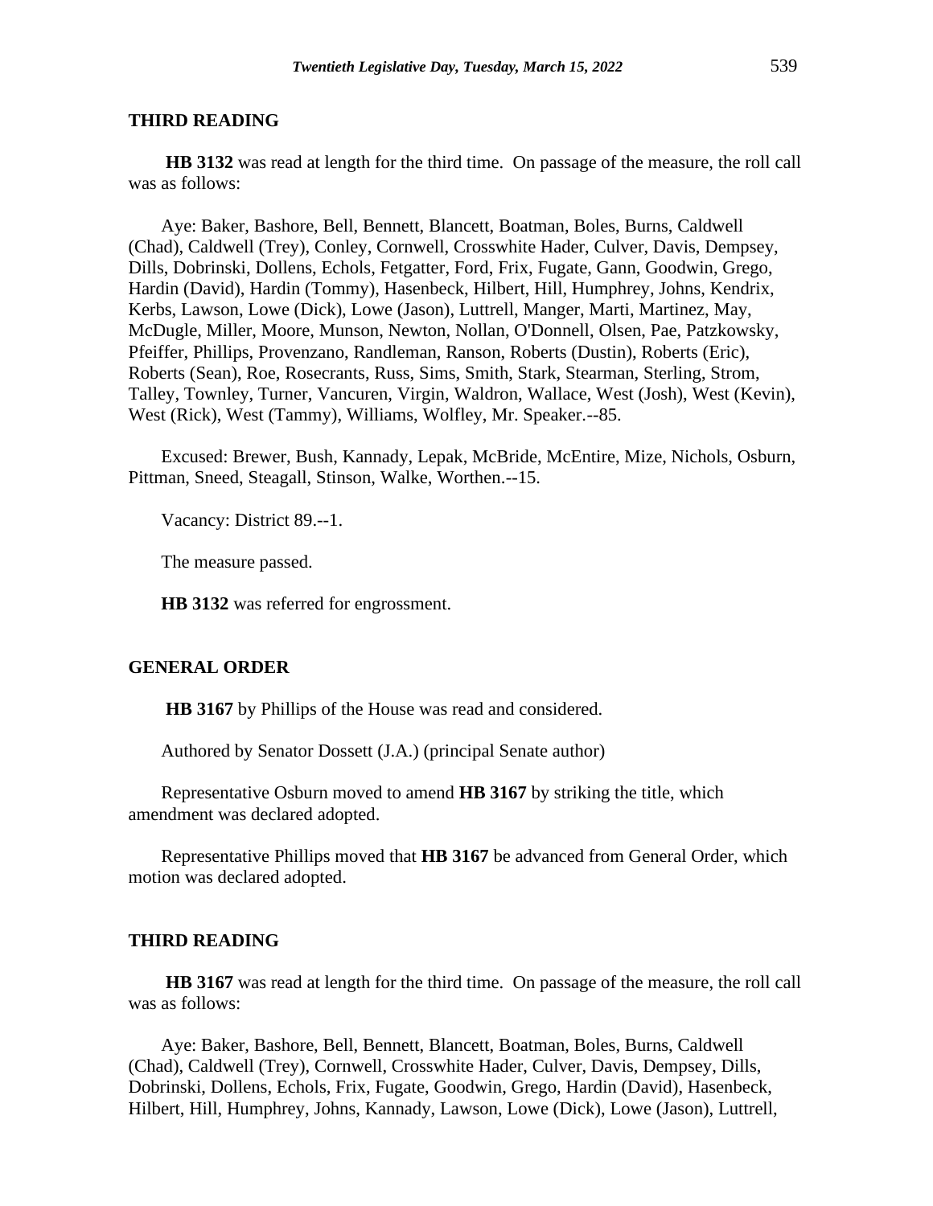## THIRD READING

**HB 3132** was read at length for the third time. On passage of the measure, the roll call was as follows:

Aye: Baker, Bashore, Bell, Bennett, Blancett, Boatman, Boles, Burns, Caldwell (Chad), Caldwell (Trey), Conley, Cornwell, Crosswhite Hader, Culver, Davis, Dempsey, Dills, Dobrinski, Dollens, Echols, Fetgatter, Ford, Frix, Fugate, Gann, Goodwin, Grego, Hardin (David), Hardin (Tommy), Hasenbeck, Hilbert, Hill, Humphrey, Johns, Kendrix, Kerbs, Lawson, Lowe (Dick), Lowe (Jason), Luttrell, Manger, Marti, Martinez, May, McDugle, Miller, Moore, Munson, Newton, Nollan, O'Donnell, Olsen, Pae, Patzkowsky, Pfeiffer, Phillips, Provenzano, Randleman, Ranson, Roberts (Dustin), Roberts (Eric), Roberts (Sean), Roe, Rosecrants, Russ, Sims, Smith, Stark, Stearman, Sterling, Strom, Talley, Townley, Turner, Vancuren, Virgin, Waldron, Wallace, West (Josh), West (Kevin), West (Rick), West (Tammy), Williams, Wolfley, Mr. Speaker.--85.

Excused: Brewer, Bush, Kannady, Lepak, McBride, McEntire, Mize, Nichols, Osburn, Pittman, Sneed, Steagall, Stinson, Walke, Worthen.--15.

Vacancy: District 89.--1.

The measure passed.

**HB 3132** was referred for engrossment.

## GENERAL ORDER

**HB 3167** by Phillips of the House was read and considered.

Authored by Senator Dossett (J.A.) (principal Senate author)

Representative Osburn moved to amend **HB 3167** by striking the title, which amendment was declared adopted.

Representative Phillips moved that **HB 3167** be advanced from General Order, which motion was declared adopted.

## THIRD READING

**HB 3167** was read at length for the third time. On passage of the measure, the roll call was as follows:

Aye: Baker, Bashore, Bell, Bennett, Blancett, Boatman, Boles, Burns, Caldwell (Chad), Caldwell (Trey), Cornwell, Crosswhite Hader, Culver, Davis, Dempsey, Dills, Dobrinski, Dollens, Echols, Frix, Fugate, Goodwin, Grego, Hardin (David), Hasenbeck, Hilbert, Hill, Humphrey, Johns, Kannady, Lawson, Lowe (Dick), Lowe (Jason), Luttrell,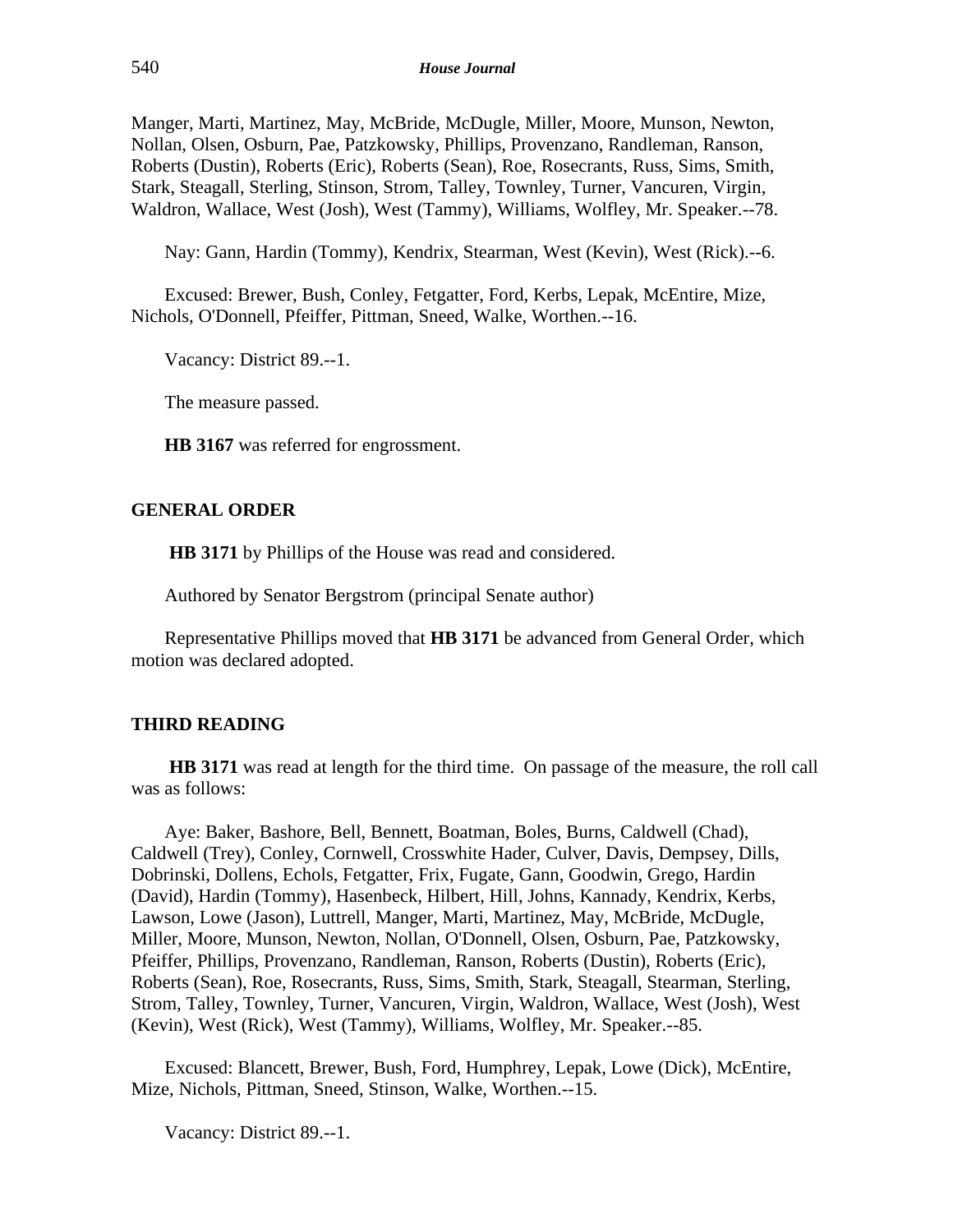Manger, Marti, Martinez, May, McBride, McDugle, Miller, Moore, Munson, Newton, Nollan, Olsen, Osburn, Pae, Patzkowsky, Phillips, Provenzano, Randleman, Ranson, Roberts (Dustin), Roberts (Eric), Roberts (Sean), Roe, Rosecrants, Russ, Sims, Smith, Stark, Steagall, Sterling, Stinson, Strom, Talley, Townley, Turner, Vancuren, Virgin, Waldron, Wallace, West (Josh), West (Tammy), Williams, Wolfley, Mr. Speaker.--78.

Nay: Gann, Hardin (Tommy), Kendrix, Stearman, West (Kevin), West (Rick).--6.

Excused: Brewer, Bush, Conley, Fetgatter, Ford, Kerbs, Lepak, McEntire, Mize, Nichols, O'Donnell, Pfeiffer, Pittman, Sneed, Walke, Worthen.--16.

Vacancy: District 89.--1.

The measure passed.

**HB 3167** was referred for engrossment.

## GENERAL ORDER

**HB 3171** by Phillips of the House was read and considered.

Authored by Senator Bergstrom (principal Senate author)

Representative Phillips moved that **HB 3171** be advanced from General Order, which motion was declared adopted.

## THIRD READING

**HB 3171** was read at length for the third time. On passage of the measure, the roll call was as follows:

Aye: Baker, Bashore, Bell, Bennett, Boatman, Boles, Burns, Caldwell (Chad), Caldwell (Trey), Conley, Cornwell, Crosswhite Hader, Culver, Davis, Dempsey, Dills, Dobrinski, Dollens, Echols, Fetgatter, Frix, Fugate, Gann, Goodwin, Grego, Hardin (David), Hardin (Tommy), Hasenbeck, Hilbert, Hill, Johns, Kannady, Kendrix, Kerbs, Lawson, Lowe (Jason), Luttrell, Manger, Marti, Martinez, May, McBride, McDugle, Miller, Moore, Munson, Newton, Nollan, O'Donnell, Olsen, Osburn, Pae, Patzkowsky, Pfeiffer, Phillips, Provenzano, Randleman, Ranson, Roberts (Dustin), Roberts (Eric), Roberts (Sean), Roe, Rosecrants, Russ, Sims, Smith, Stark, Steagall, Stearman, Sterling, Strom, Talley, Townley, Turner, Vancuren, Virgin, Waldron, Wallace, West (Josh), West (Kevin), West (Rick), West (Tammy), Williams, Wolfley, Mr. Speaker.--85.

Excused: Blancett, Brewer, Bush, Ford, Humphrey, Lepak, Lowe (Dick), McEntire, Mize, Nichols, Pittman, Sneed, Stinson, Walke, Worthen.--15.

Vacancy: District 89.--1.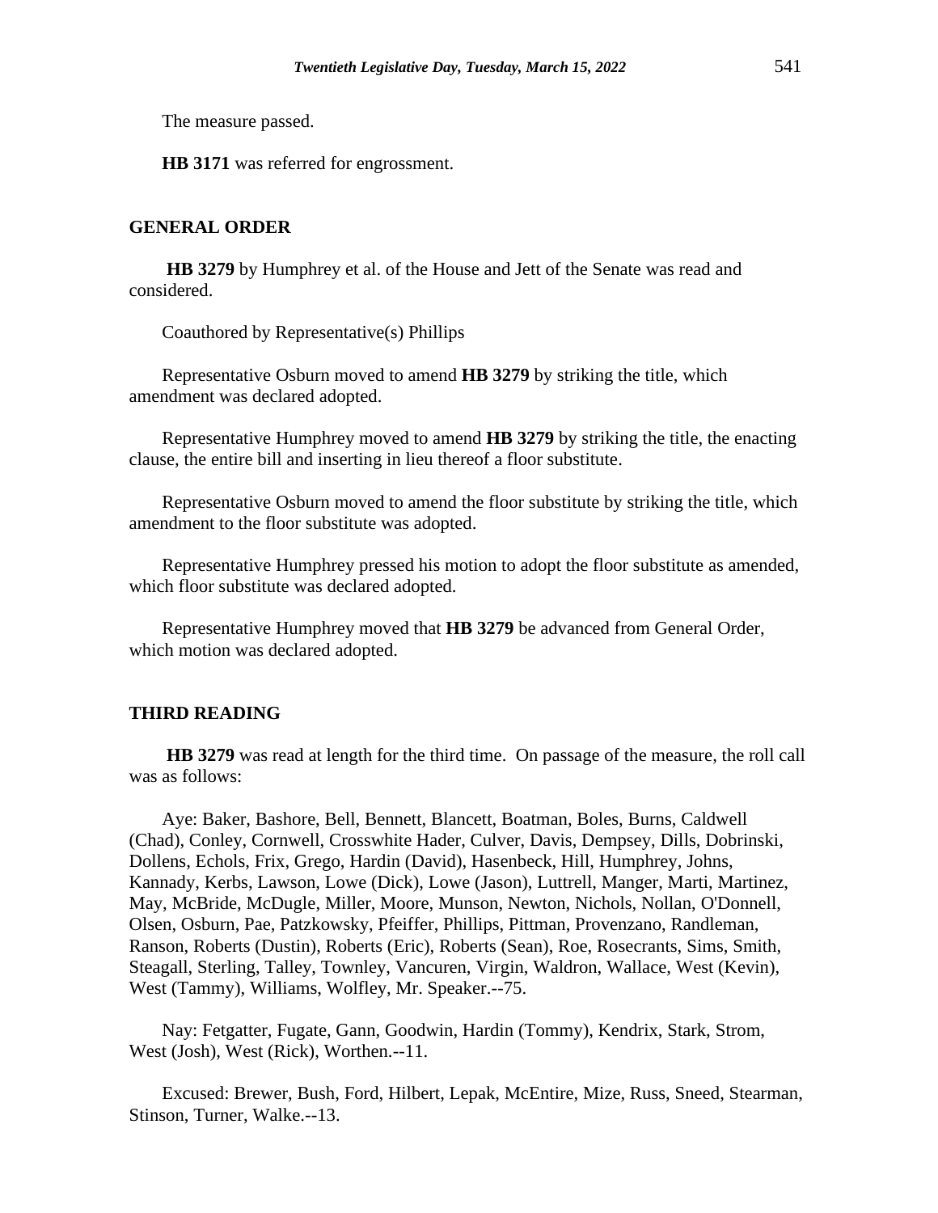The measure passed.

**HB 3171** was referred for engrossment.

## GENERAL ORDER

**HB 3279** by Humphrey et al. of the House and Jett of the Senate was read and considered.

Coauthored by Representative(s) Phillips

Representative Osburn moved to amend **HB 3279** by striking the title, which amendment was declared adopted.

Representative Humphrey moved to amend **HB 3279** by striking the title, the enacting clause, the entire bill and inserting in lieu thereof a floor substitute.

Representative Osburn moved to amend the floor substitute by striking the title, which amendment to the floor substitute was adopted.

Representative Humphrey pressed his motion to adopt the floor substitute as amended, which floor substitute was declared adopted.

Representative Humphrey moved that **HB 3279** be advanced from General Order, which motion was declared adopted.

## THIRD READING

**HB 3279** was read at length for the third time. On passage of the measure, the roll call was as follows:

Aye: Baker, Bashore, Bell, Bennett, Blancett, Boatman, Boles, Burns, Caldwell (Chad), Conley, Cornwell, Crosswhite Hader, Culver, Davis, Dempsey, Dills, Dobrinski, Dollens, Echols, Frix, Grego, Hardin (David), Hasenbeck, Hill, Humphrey, Johns, Kannady, Kerbs, Lawson, Lowe (Dick), Lowe (Jason), Luttrell, Manger, Marti, Martinez, May, McBride, McDugle, Miller, Moore, Munson, Newton, Nichols, Nollan, O'Donnell, Olsen, Osburn, Pae, Patzkowsky, Pfeiffer, Phillips, Pittman, Provenzano, Randleman, Ranson, Roberts (Dustin), Roberts (Eric), Roberts (Sean), Roe, Rosecrants, Sims, Smith, Steagall, Sterling, Talley, Townley, Vancuren, Virgin, Waldron, Wallace, West (Kevin), West (Tammy), Williams, Wolfley, Mr. Speaker.--75.

Nay: Fetgatter, Fugate, Gann, Goodwin, Hardin (Tommy), Kendrix, Stark, Strom, West (Josh), West (Rick), Worthen.--11.

Excused: Brewer, Bush, Ford, Hilbert, Lepak, McEntire, Mize, Russ, Sneed, Stearman, Stinson, Turner, Walke.--13.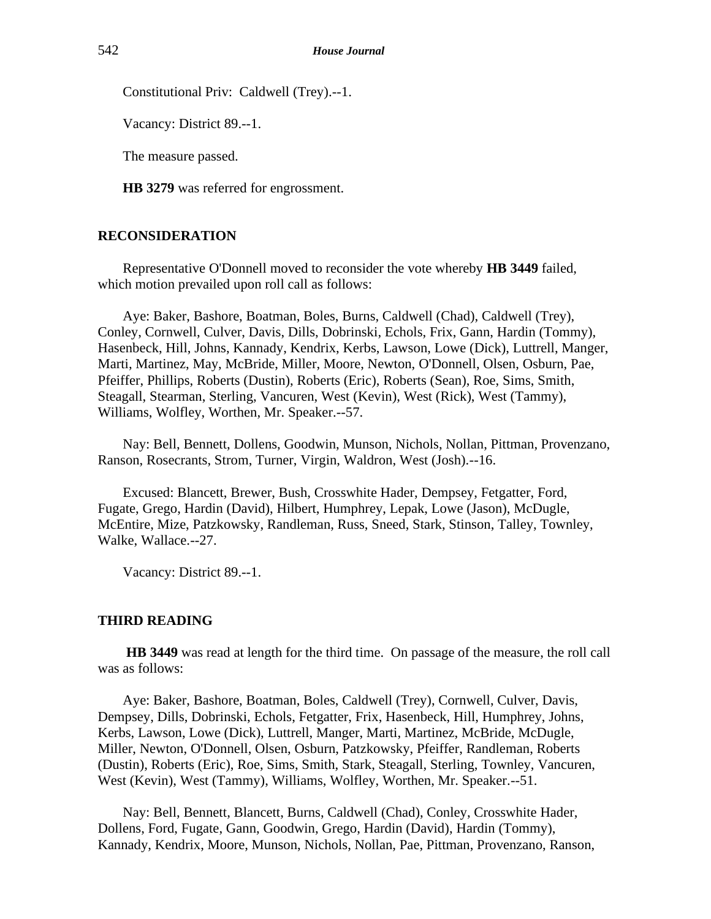Constitutional Priv: Caldwell (Trey).--1.

Vacancy: District 89.--1.

The measure passed.

**HB 3279** was referred for engrossment.

## RECONSIDERATION

Representative O'Donnell moved to reconsider the vote whereby **HB 3449** failed, which motion prevailed upon roll call as follows:

Aye: Baker, Bashore, Boatman, Boles, Burns, Caldwell (Chad), Caldwell (Trey), Conley, Cornwell, Culver, Davis, Dills, Dobrinski, Echols, Frix, Gann, Hardin (Tommy), Hasenbeck, Hill, Johns, Kannady, Kendrix, Kerbs, Lawson, Lowe (Dick), Luttrell, Manger, Marti, Martinez, May, McBride, Miller, Moore, Newton, O'Donnell, Olsen, Osburn, Pae, Pfeiffer, Phillips, Roberts (Dustin), Roberts (Eric), Roberts (Sean), Roe, Sims, Smith, Steagall, Stearman, Sterling, Vancuren, West (Kevin), West (Rick), West (Tammy), Williams, Wolfley, Worthen, Mr. Speaker.--57.

Nay: Bell, Bennett, Dollens, Goodwin, Munson, Nichols, Nollan, Pittman, Provenzano, Ranson, Rosecrants, Strom, Turner, Virgin, Waldron, West (Josh).--16.

Excused: Blancett, Brewer, Bush, Crosswhite Hader, Dempsey, Fetgatter, Ford, Fugate, Grego, Hardin (David), Hilbert, Humphrey, Lepak, Lowe (Jason), McDugle, McEntire, Mize, Patzkowsky, Randleman, Russ, Sneed, Stark, Stinson, Talley, Townley, Walke, Wallace.--27.

Vacancy: District 89.--1.

## THIRD READING

**HB 3449** was read at length for the third time. On passage of the measure, the roll call was as follows:

Aye: Baker, Bashore, Boatman, Boles, Caldwell (Trey), Cornwell, Culver, Davis, Dempsey, Dills, Dobrinski, Echols, Fetgatter, Frix, Hasenbeck, Hill, Humphrey, Johns, Kerbs, Lawson, Lowe (Dick), Luttrell, Manger, Marti, Martinez, McBride, McDugle, Miller, Newton, O'Donnell, Olsen, Osburn, Patzkowsky, Pfeiffer, Randleman, Roberts (Dustin), Roberts (Eric), Roe, Sims, Smith, Stark, Steagall, Sterling, Townley, Vancuren, West (Kevin), West (Tammy), Williams, Wolfley, Worthen, Mr. Speaker.--51.

Nay: Bell, Bennett, Blancett, Burns, Caldwell (Chad), Conley, Crosswhite Hader, Dollens, Ford, Fugate, Gann, Goodwin, Grego, Hardin (David), Hardin (Tommy), Kannady, Kendrix, Moore, Munson, Nichols, Nollan, Pae, Pittman, Provenzano, Ranson,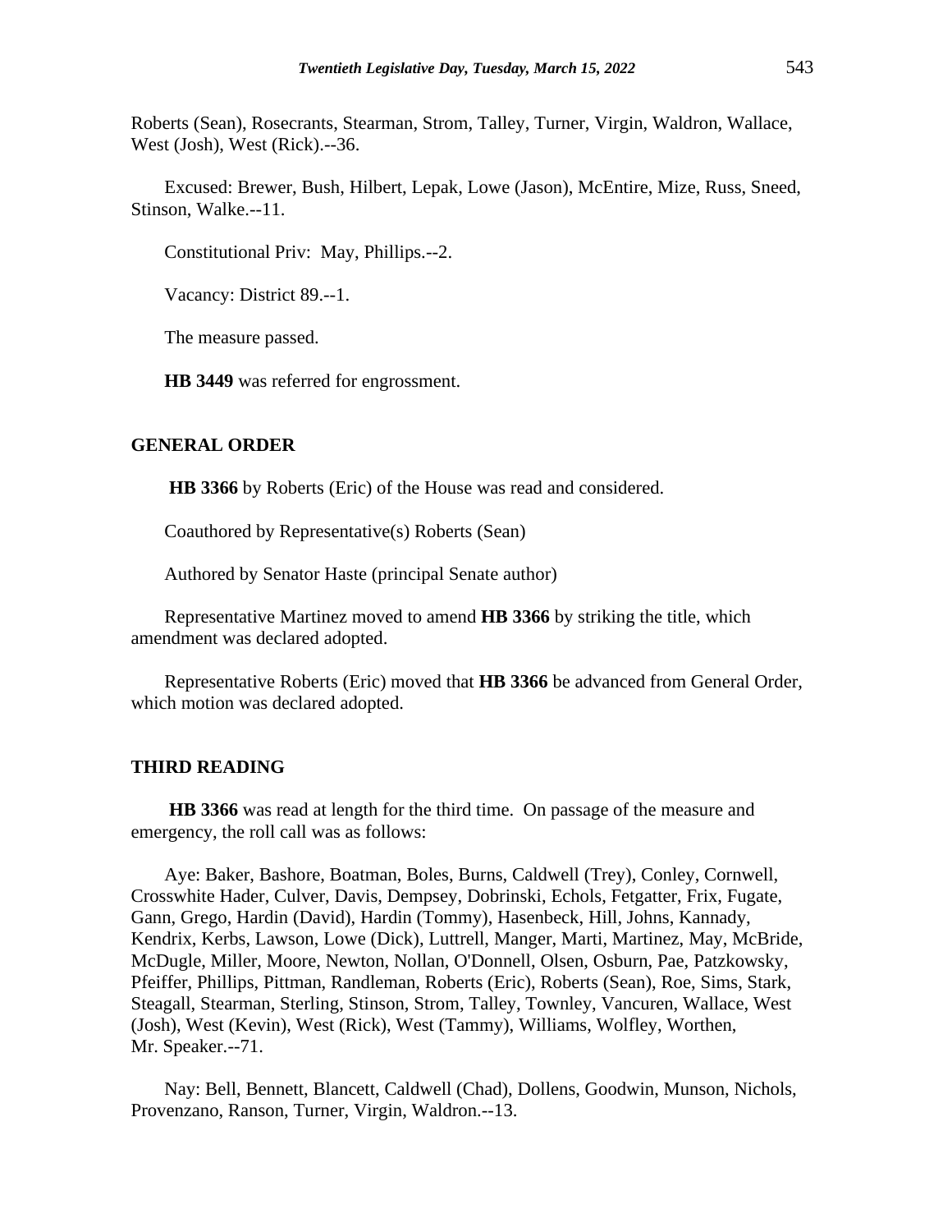Roberts (Sean), Rosecrants, Stearman, Strom, Talley, Turner, Virgin, Waldron, Wallace, West (Josh), West (Rick).--36.

Excused: Brewer, Bush, Hilbert, Lepak, Lowe (Jason), McEntire, Mize, Russ, Sneed, Stinson, Walke.--11.

Constitutional Priv: May, Phillips.--2.

Vacancy: District 89.--1.

The measure passed.

**HB 3449** was referred for engrossment.

## GENERAL ORDER

**HB 3366** by Roberts (Eric) of the House was read and considered.

Coauthored by Representative(s) Roberts (Sean)

Authored by Senator Haste (principal Senate author)

Representative Martinez moved to amend **HB 3366** by striking the title, which amendment was declared adopted.

Representative Roberts (Eric) moved that **HB 3366** be advanced from General Order, which motion was declared adopted.

## THIRD READING

**HB 3366** was read at length for the third time. On passage of the measure and emergency, the roll call was as follows:

Aye: Baker, Bashore, Boatman, Boles, Burns, Caldwell (Trey), Conley, Cornwell, Crosswhite Hader, Culver, Davis, Dempsey, Dobrinski, Echols, Fetgatter, Frix, Fugate, Gann, Grego, Hardin (David), Hardin (Tommy), Hasenbeck, Hill, Johns, Kannady, Kendrix, Kerbs, Lawson, Lowe (Dick), Luttrell, Manger, Marti, Martinez, May, McBride, McDugle, Miller, Moore, Newton, Nollan, O'Donnell, Olsen, Osburn, Pae, Patzkowsky, Pfeiffer, Phillips, Pittman, Randleman, Roberts (Eric), Roberts (Sean), Roe, Sims, Stark, Steagall, Stearman, Sterling, Stinson, Strom, Talley, Townley, Vancuren, Wallace, West (Josh), West (Kevin), West (Rick), West (Tammy), Williams, Wolfley, Worthen, Mr. Speaker.--71.

Nay: Bell, Bennett, Blancett, Caldwell (Chad), Dollens, Goodwin, Munson, Nichols, Provenzano, Ranson, Turner, Virgin, Waldron.--13.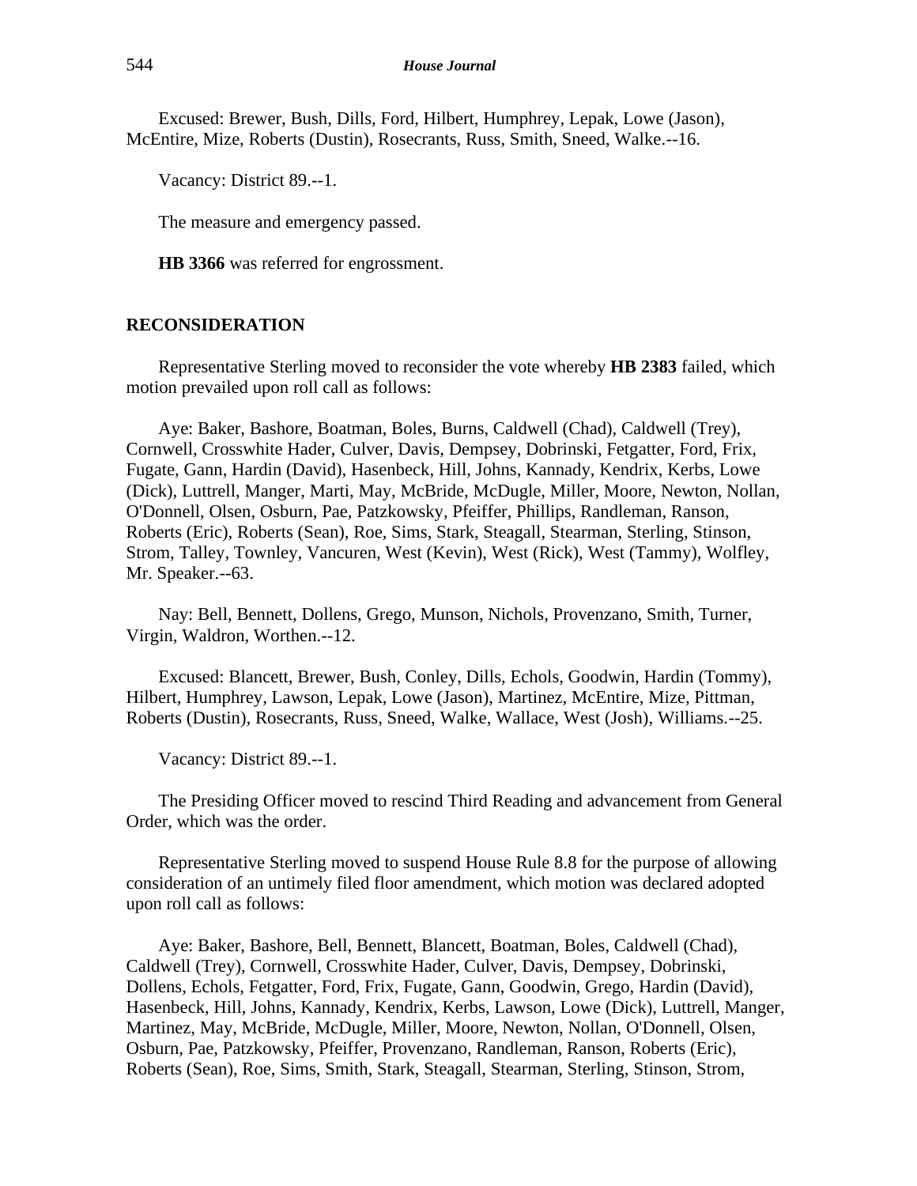Excused: Brewer, Bush, Dills, Ford, Hilbert, Humphrey, Lepak, Lowe (Jason), McEntire, Mize, Roberts (Dustin), Rosecrants, Russ, Smith, Sneed, Walke.--16.

Vacancy: District 89.--1.

The measure and emergency passed.

**HB 3366** was referred for engrossment.

## RECONSIDERATION

Representative Sterling moved to reconsider the vote whereby **HB 2383** failed, which motion prevailed upon roll call as follows:

Aye: Baker, Bashore, Boatman, Boles, Burns, Caldwell (Chad), Caldwell (Trey), Cornwell, Crosswhite Hader, Culver, Davis, Dempsey, Dobrinski, Fetgatter, Ford, Frix, Fugate, Gann, Hardin (David), Hasenbeck, Hill, Johns, Kannady, Kendrix, Kerbs, Lowe (Dick), Luttrell, Manger, Marti, May, McBride, McDugle, Miller, Moore, Newton, Nollan, O'Donnell, Olsen, Osburn, Pae, Patzkowsky, Pfeiffer, Phillips, Randleman, Ranson, Roberts (Eric), Roberts (Sean), Roe, Sims, Stark, Steagall, Stearman, Sterling, Stinson, Strom, Talley, Townley, Vancuren, West (Kevin), West (Rick), West (Tammy), Wolfley, Mr. Speaker.--63.

Nay: Bell, Bennett, Dollens, Grego, Munson, Nichols, Provenzano, Smith, Turner, Virgin, Waldron, Worthen.--12.

Excused: Blancett, Brewer, Bush, Conley, Dills, Echols, Goodwin, Hardin (Tommy), Hilbert, Humphrey, Lawson, Lepak, Lowe (Jason), Martinez, McEntire, Mize, Pittman, Roberts (Dustin), Rosecrants, Russ, Sneed, Walke, Wallace, West (Josh), Williams.--25.

Vacancy: District 89.--1.

The Presiding Officer moved to rescind Third Reading and advancement from General Order, which was the order.

Representative Sterling moved to suspend House Rule 8.8 for the purpose of allowing consideration of an untimely filed floor amendment, which motion was declared adopted upon roll call as follows:

Aye: Baker, Bashore, Bell, Bennett, Blancett, Boatman, Boles, Caldwell (Chad), Caldwell (Trey), Cornwell, Crosswhite Hader, Culver, Davis, Dempsey, Dobrinski, Dollens, Echols, Fetgatter, Ford, Frix, Fugate, Gann, Goodwin, Grego, Hardin (David), Hasenbeck, Hill, Johns, Kannady, Kendrix, Kerbs, Lawson, Lowe (Dick), Luttrell, Manger, Martinez, May, McBride, McDugle, Miller, Moore, Newton, Nollan, O'Donnell, Olsen, Osburn, Pae, Patzkowsky, Pfeiffer, Provenzano, Randleman, Ranson, Roberts (Eric), Roberts (Sean), Roe, Sims, Smith, Stark, Steagall, Stearman, Sterling, Stinson, Strom,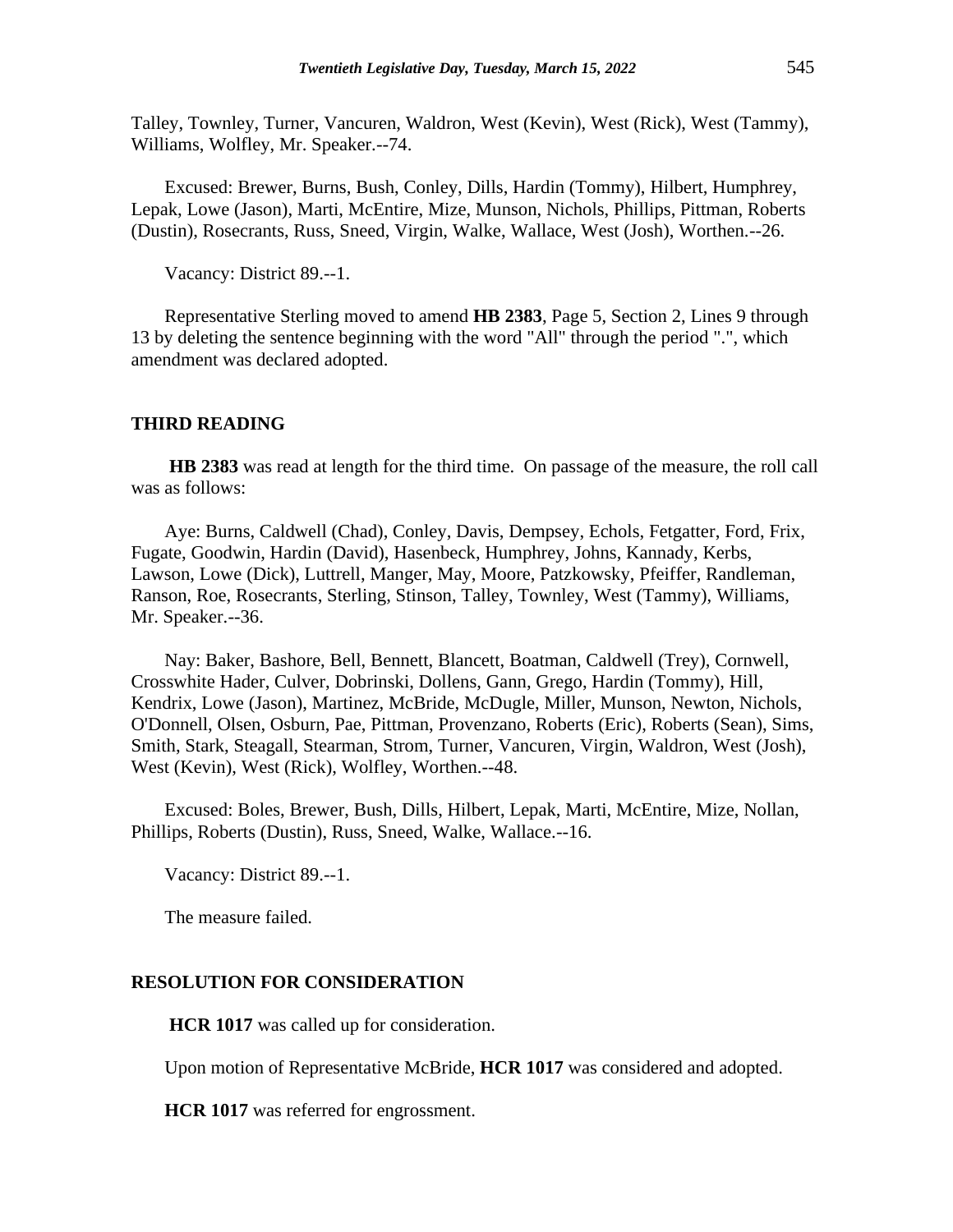Talley, Townley, Turner, Vancuren, Waldron, West (Kevin), West (Rick), West (Tammy), Williams, Wolfley, Mr. Speaker.--74.

Excused: Brewer, Burns, Bush, Conley, Dills, Hardin (Tommy), Hilbert, Humphrey, Lepak, Lowe (Jason), Marti, McEntire, Mize, Munson, Nichols, Phillips, Pittman, Roberts (Dustin), Rosecrants, Russ, Sneed, Virgin, Walke, Wallace, West (Josh), Worthen.--26.

Vacancy: District 89.--1.

Representative Sterling moved to amend **HB 2383**, Page 5, Section 2, Lines 9 through 13 by deleting the sentence beginning with the word "All" through the period ".", which amendment was declared adopted.

## THIRD READING

**HB 2383** was read at length for the third time. On passage of the measure, the roll call was as follows:

Aye: Burns, Caldwell (Chad), Conley, Davis, Dempsey, Echols, Fetgatter, Ford, Frix, Fugate, Goodwin, Hardin (David), Hasenbeck, Humphrey, Johns, Kannady, Kerbs, Lawson, Lowe (Dick), Luttrell, Manger, May, Moore, Patzkowsky, Pfeiffer, Randleman, Ranson, Roe, Rosecrants, Sterling, Stinson, Talley, Townley, West (Tammy), Williams, Mr. Speaker.--36.

Nay: Baker, Bashore, Bell, Bennett, Blancett, Boatman, Caldwell (Trey), Cornwell, Crosswhite Hader, Culver, Dobrinski, Dollens, Gann, Grego, Hardin (Tommy), Hill, Kendrix, Lowe (Jason), Martinez, McBride, McDugle, Miller, Munson, Newton, Nichols, O'Donnell, Olsen, Osburn, Pae, Pittman, Provenzano, Roberts (Eric), Roberts (Sean), Sims, Smith, Stark, Steagall, Stearman, Strom, Turner, Vancuren, Virgin, Waldron, West (Josh), West (Kevin), West (Rick), Wolfley, Worthen.--48.

Excused: Boles, Brewer, Bush, Dills, Hilbert, Lepak, Marti, McEntire, Mize, Nollan, Phillips, Roberts (Dustin), Russ, Sneed, Walke, Wallace.--16.

Vacancy: District 89.--1.

The measure failed.

## RESOLUTION FOR CONSIDERATION

**HCR 1017** was called up for consideration.

Upon motion of Representative McBride, **HCR 1017** was considered and adopted.

**HCR 1017** was referred for engrossment.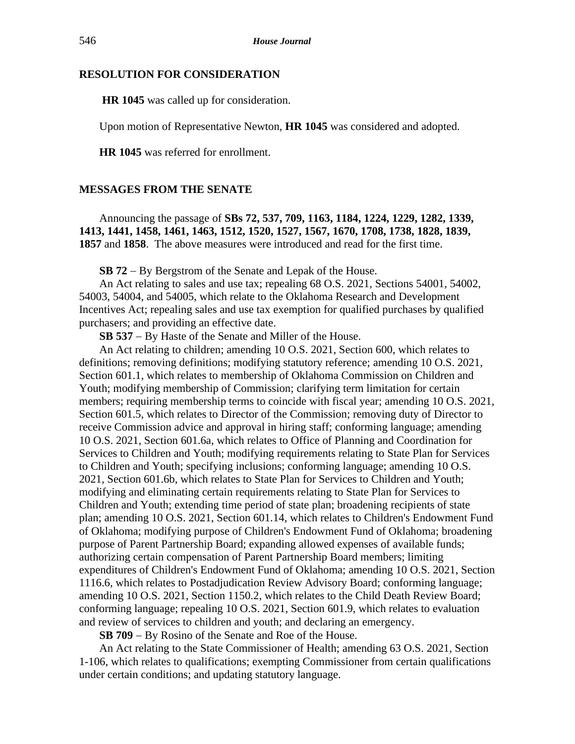## RESOLUTION FOR CONSIDERATION

**HR 1045** was called up for consideration.

Upon motion of Representative Newton, **HR 1045** was considered and adopted.

**HR 1045** was referred for enrollment.

## MESSAGES FROM THE SENATE

Announcing the passage of **SBs 72, 537, 709, 1163, 1184, 1224, 1229, 1282, 1339, 1413, 1441, 1458, 1461, 1463, 1512, 1520, 1527, 1567, 1670, 1708, 1738, 1828, 1839, 1857** and **1858**. The above measures were introduced and read for the first time.

**SB 72** − By Bergstrom of the Senate and Lepak of the House.

An Act relating to sales and use tax; repealing 68 O.S. 2021, Sections 54001, 54002, 54003, 54004, and 54005, which relate to the Oklahoma Research and Development Incentives Act; repealing sales and use tax exemption for qualified purchases by qualified purchasers; and providing an effective date.

**SB 537** − By Haste of the Senate and Miller of the House.

An Act relating to children; amending 10 O.S. 2021, Section 600, which relates to definitions; removing definitions; modifying statutory reference; amending 10 O.S. 2021, Section 601.1, which relates to membership of Oklahoma Commission on Children and Youth; modifying membership of Commission; clarifying term limitation for certain members; requiring membership terms to coincide with fiscal year; amending 10 O.S. 2021, Section 601.5, which relates to Director of the Commission; removing duty of Director to receive Commission advice and approval in hiring staff; conforming language; amending 10 O.S. 2021, Section 601.6a, which relates to Office of Planning and Coordination for Services to Children and Youth; modifying requirements relating to State Plan for Services to Children and Youth; specifying inclusions; conforming language; amending 10 O.S. 2021, Section 601.6b, which relates to State Plan for Services to Children and Youth; modifying and eliminating certain requirements relating to State Plan for Services to Children and Youth; extending time period of state plan; broadening recipients of state plan; amending 10 O.S. 2021, Section 601.14, which relates to Children's Endowment Fund of Oklahoma; modifying purpose of Children's Endowment Fund of Oklahoma; broadening purpose of Parent Partnership Board; expanding allowed expenses of available funds; authorizing certain compensation of Parent Partnership Board members; limiting expenditures of Children's Endowment Fund of Oklahoma; amending 10 O.S. 2021, Section 1116.6, which relates to Postadjudication Review Advisory Board; conforming language; amending 10 O.S. 2021, Section 1150.2, which relates to the Child Death Review Board; conforming language; repealing 10 O.S. 2021, Section 601.9, which relates to evaluation and review of services to children and youth; and declaring an emergency.

**SB 709** − By Rosino of the Senate and Roe of the House.

An Act relating to the State Commissioner of Health; amending 63 O.S. 2021, Section 1-106, which relates to qualifications; exempting Commissioner from certain qualifications under certain conditions; and updating statutory language.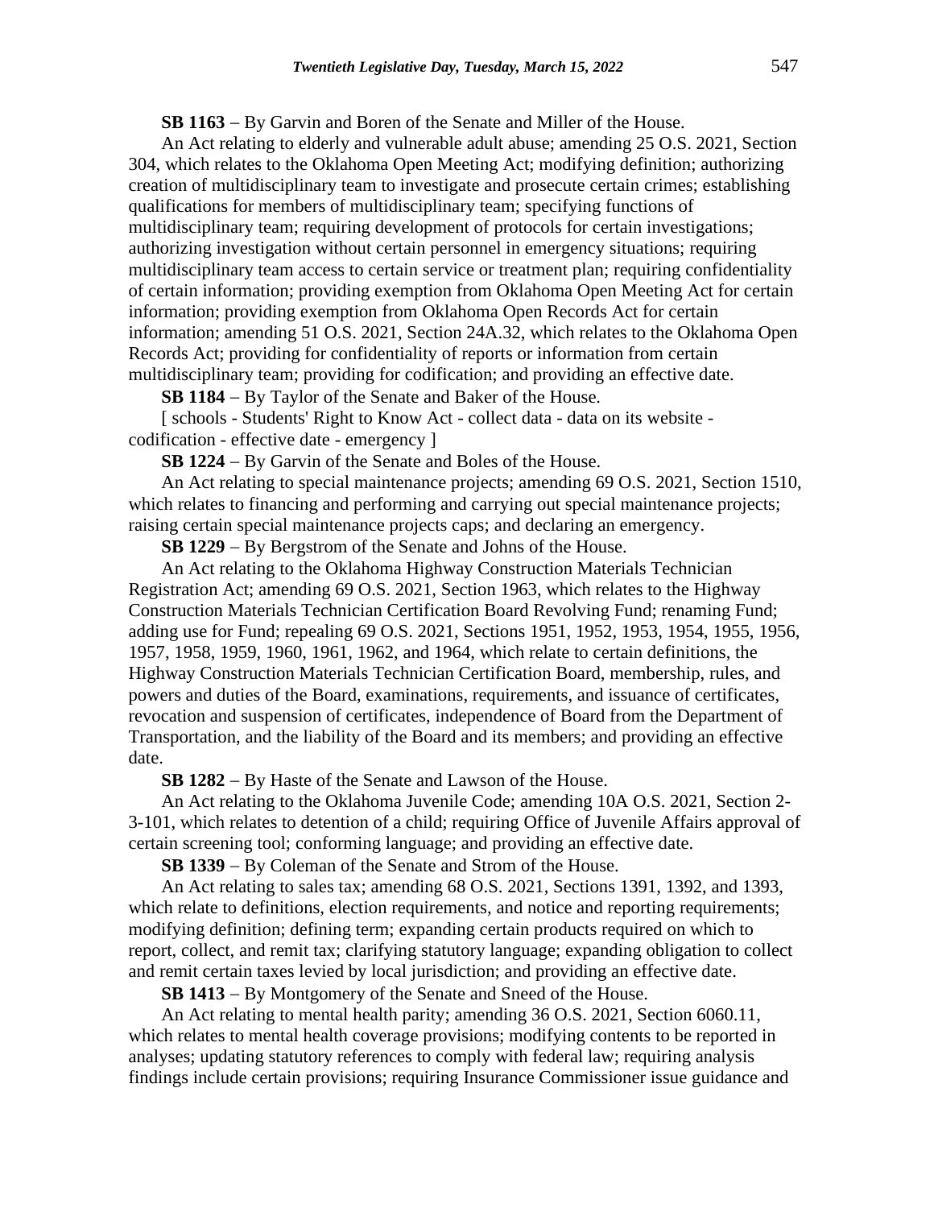**SB 1163** − By Garvin and Boren of the Senate and Miller of the House.

An Act relating to elderly and vulnerable adult abuse; amending 25 O.S. 2021, Section 304, which relates to the Oklahoma Open Meeting Act; modifying definition; authorizing creation of multidisciplinary team to investigate and prosecute certain crimes; establishing qualifications for members of multidisciplinary team; specifying functions of multidisciplinary team; requiring development of protocols for certain investigations; authorizing investigation without certain personnel in emergency situations; requiring multidisciplinary team access to certain service or treatment plan; requiring confidentiality of certain information; providing exemption from Oklahoma Open Meeting Act for certain information; providing exemption from Oklahoma Open Records Act for certain information; amending 51 O.S. 2021, Section 24A.32, which relates to the Oklahoma Open Records Act; providing for confidentiality of reports or information from certain multidisciplinary team; providing for codification; and providing an effective date.

**SB 1184** − By Taylor of the Senate and Baker of the House.

[ schools - Students' Right to Know Act - collect data - data on its website - codification - effective date - emergency ]

**SB 1224** − By Garvin of the Senate and Boles of the House.

An Act relating to special maintenance projects; amending 69 O.S. 2021, Section 1510, which relates to financing and performing and carrying out special maintenance projects; raising certain special maintenance projects caps; and declaring an emergency.

**SB 1229** − By Bergstrom of the Senate and Johns of the House.

An Act relating to the Oklahoma Highway Construction Materials Technician Registration Act; amending 69 O.S. 2021, Section 1963, which relates to the Highway Construction Materials Technician Certification Board Revolving Fund; renaming Fund; adding use for Fund; repealing 69 O.S. 2021, Sections 1951, 1952, 1953, 1954, 1955, 1956, 1957, 1958, 1959, 1960, 1961, 1962, and 1964, which relate to certain definitions, the Highway Construction Materials Technician Certification Board, membership, rules, and powers and duties of the Board, examinations, requirements, and issuance of certificates, revocation and suspension of certificates, independence of Board from the Department of Transportation, and the liability of the Board and its members; and providing an effective date.

**SB 1282** − By Haste of the Senate and Lawson of the House.

An Act relating to the Oklahoma Juvenile Code; amending 10A O.S. 2021, Section 2-3-101, which relates to detention of a child; requiring Office of Juvenile Affairs approval of certain screening tool; conforming language; and providing an effective date.

**SB 1339** − By Coleman of the Senate and Strom of the House.

An Act relating to sales tax; amending 68 O.S. 2021, Sections 1391, 1392, and 1393, which relate to definitions, election requirements, and notice and reporting requirements; modifying definition; defining term; expanding certain products required on which to report, collect, and remit tax; clarifying statutory language; expanding obligation to collect and remit certain taxes levied by local jurisdiction; and providing an effective date.

**SB 1413** − By Montgomery of the Senate and Sneed of the House.

An Act relating to mental health parity; amending 36 O.S. 2021, Section 6060.11, which relates to mental health coverage provisions; modifying contents to be reported in analyses; updating statutory references to comply with federal law; requiring analysis findings include certain provisions; requiring Insurance Commissioner issue guidance and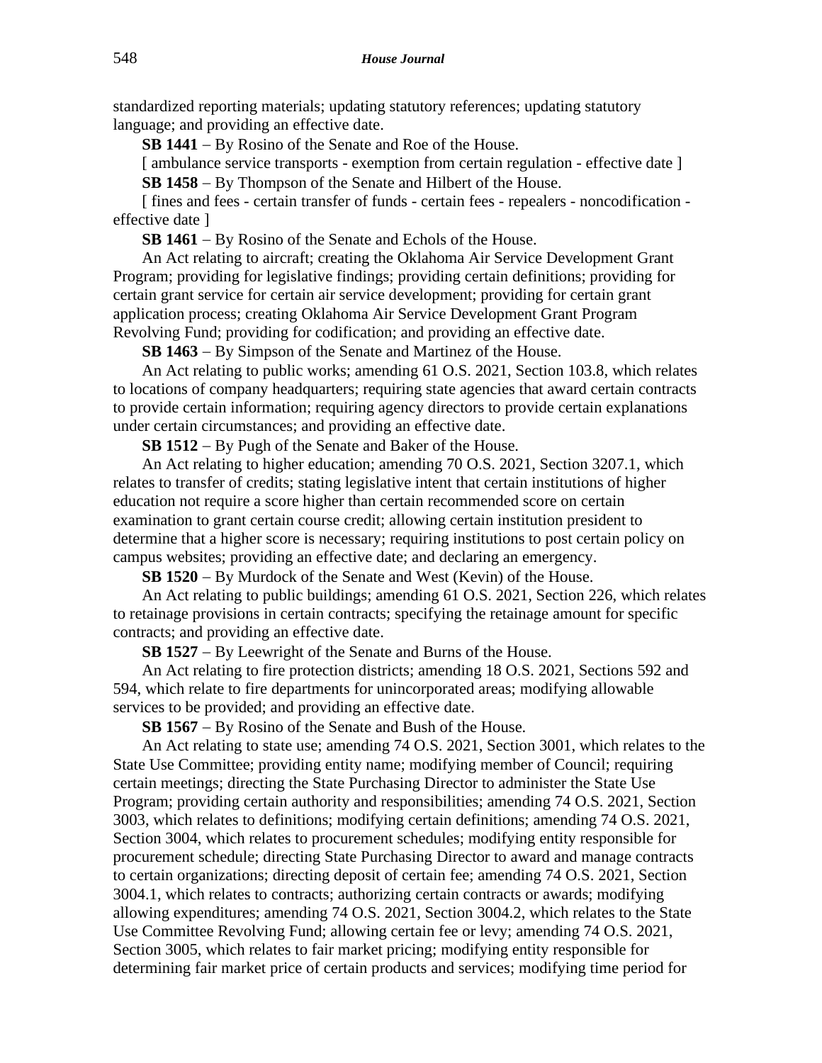standardized reporting materials; updating statutory references; updating statutory language; and providing an effective date.

**SB 1441** – By Rosino of the Senate and Roe of the House.

[ ambulance service transports - exemption from certain regulation - effective date ]

**SB 1458** – By Thompson of the Senate and Hilbert of the House.

[ fines and fees - certain transfer of funds - certain fees - repealers - noncodification - effective date ]

**SB 1461** – By Rosino of the Senate and Echols of the House.

An Act relating to aircraft; creating the Oklahoma Air Service Development Grant Program; providing for legislative findings; providing certain definitions; providing for certain grant service for certain air service development; providing for certain grant application process; creating Oklahoma Air Service Development Grant Program Revolving Fund; providing for codification; and providing an effective date.

**SB 1463** – By Simpson of the Senate and Martinez of the House.

An Act relating to public works; amending 61 O.S. 2021, Section 103.8, which relates to locations of company headquarters; requiring state agencies that award certain contracts to provide certain information; requiring agency directors to provide certain explanations under certain circumstances; and providing an effective date.

**SB 1512** – By Pugh of the Senate and Baker of the House.

An Act relating to higher education; amending 70 O.S. 2021, Section 3207.1, which relates to transfer of credits; stating legislative intent that certain institutions of higher education not require a score higher than certain recommended score on certain examination to grant certain course credit; allowing certain institution president to determine that a higher score is necessary; requiring institutions to post certain policy on campus websites; providing an effective date; and declaring an emergency.

**SB 1520** – By Murdock of the Senate and West (Kevin) of the House.

An Act relating to public buildings; amending 61 O.S. 2021, Section 226, which relates to retainage provisions in certain contracts; specifying the retainage amount for specific contracts; and providing an effective date.

**SB 1527** – By Leewright of the Senate and Burns of the House.

An Act relating to fire protection districts; amending 18 O.S. 2021, Sections 592 and 594, which relate to fire departments for unincorporated areas; modifying allowable services to be provided; and providing an effective date.

**SB 1567** – By Rosino of the Senate and Bush of the House.

An Act relating to state use; amending 74 O.S. 2021, Section 3001, which relates to the State Use Committee; providing entity name; modifying member of Council; requiring certain meetings; directing the State Purchasing Director to administer the State Use Program; providing certain authority and responsibilities; amending 74 O.S. 2021, Section 3003, which relates to definitions; modifying certain definitions; amending 74 O.S. 2021, Section 3004, which relates to procurement schedules; modifying entity responsible for procurement schedule; directing State Purchasing Director to award and manage contracts to certain organizations; directing deposit of certain fee; amending 74 O.S. 2021, Section 3004.1, which relates to contracts; authorizing certain contracts or awards; modifying allowing expenditures; amending 74 O.S. 2021, Section 3004.2, which relates to the State Use Committee Revolving Fund; allowing certain fee or levy; amending 74 O.S. 2021, Section 3005, which relates to fair market pricing; modifying entity responsible for determining fair market price of certain products and services; modifying time period for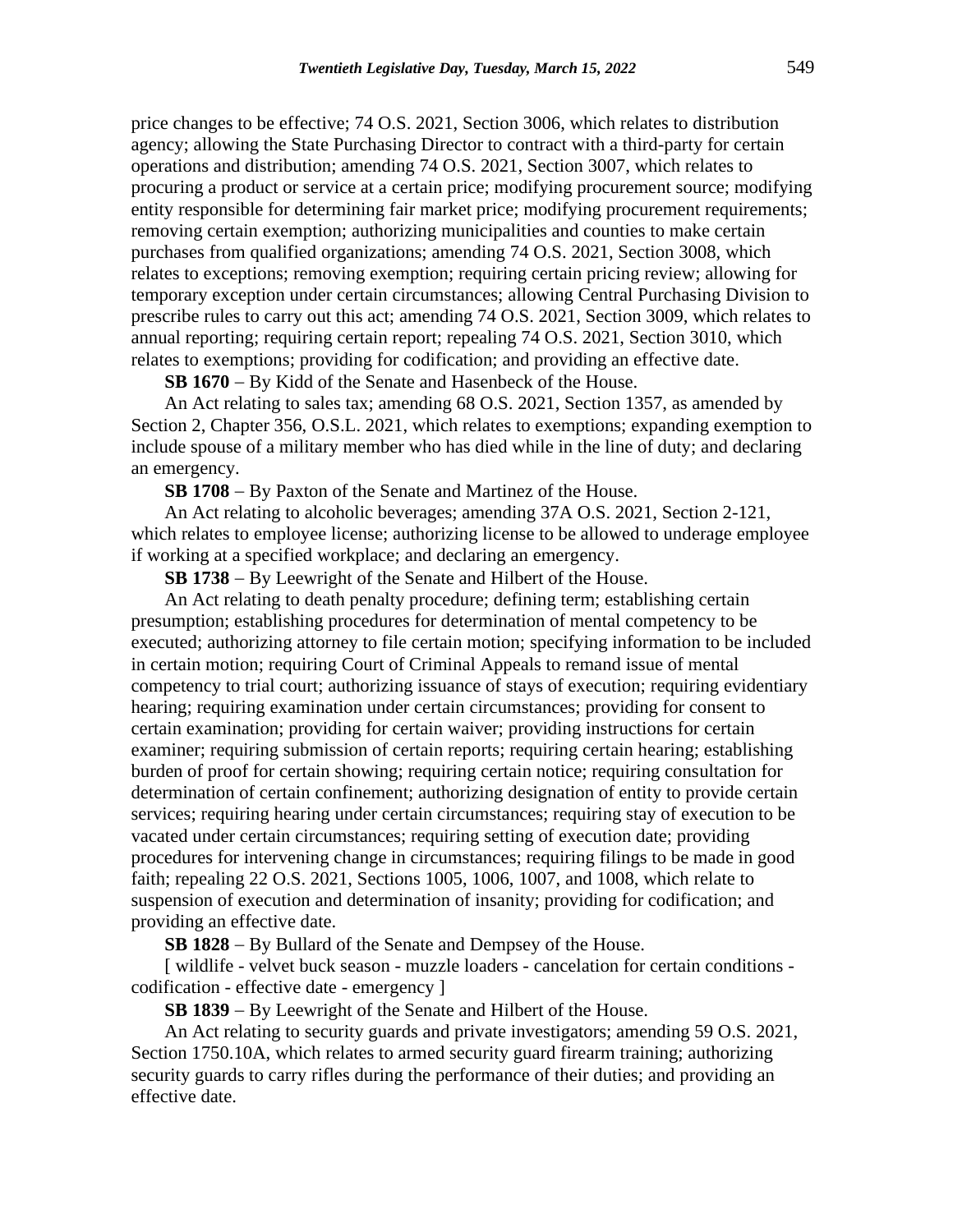price changes to be effective; 74 O.S. 2021, Section 3006, which relates to distribution agency; allowing the State Purchasing Director to contract with a third-party for certain operations and distribution; amending 74 O.S. 2021, Section 3007, which relates to procuring a product or service at a certain price; modifying procurement source; modifying entity responsible for determining fair market price; modifying procurement requirements; removing certain exemption; authorizing municipalities and counties to make certain purchases from qualified organizations; amending 74 O.S. 2021, Section 3008, which relates to exceptions; removing exemption; requiring certain pricing review; allowing for temporary exception under certain circumstances; allowing Central Purchasing Division to prescribe rules to carry out this act; amending 74 O.S. 2021, Section 3009, which relates to annual reporting; requiring certain report; repealing 74 O.S. 2021, Section 3010, which relates to exemptions; providing for codification; and providing an effective date.

**SB 1670** − By Kidd of the Senate and Hasenbeck of the House.

An Act relating to sales tax; amending 68 O.S. 2021, Section 1357, as amended by Section 2, Chapter 356, O.S.L. 2021, which relates to exemptions; expanding exemption to include spouse of a military member who has died while in the line of duty; and declaring an emergency.

**SB 1708** − By Paxton of the Senate and Martinez of the House.

An Act relating to alcoholic beverages; amending 37A O.S. 2021, Section 2-121, which relates to employee license; authorizing license to be allowed to underage employee if working at a specified workplace; and declaring an emergency.

**SB 1738** − By Leewright of the Senate and Hilbert of the House.

An Act relating to death penalty procedure; defining term; establishing certain presumption; establishing procedures for determination of mental competency to be executed; authorizing attorney to file certain motion; specifying information to be included in certain motion; requiring Court of Criminal Appeals to remand issue of mental competency to trial court; authorizing issuance of stays of execution; requiring evidentiary hearing; requiring examination under certain circumstances; providing for consent to certain examination; providing for certain waiver; providing instructions for certain examiner; requiring submission of certain reports; requiring certain hearing; establishing burden of proof for certain showing; requiring certain notice; requiring consultation for determination of certain confinement; authorizing designation of entity to provide certain services; requiring hearing under certain circumstances; requiring stay of execution to be vacated under certain circumstances; requiring setting of execution date; providing procedures for intervening change in circumstances; requiring filings to be made in good faith; repealing 22 O.S. 2021, Sections 1005, 1006, 1007, and 1008, which relate to suspension of execution and determination of insanity; providing for codification; and providing an effective date.

**SB 1828** − By Bullard of the Senate and Dempsey of the House.

[ wildlife - velvet buck season - muzzle loaders - cancelation for certain conditions - codification - effective date - emergency ]

**SB 1839** − By Leewright of the Senate and Hilbert of the House.

An Act relating to security guards and private investigators; amending 59 O.S. 2021, Section 1750.10A, which relates to armed security guard firearm training; authorizing security guards to carry rifles during the performance of their duties; and providing an effective date.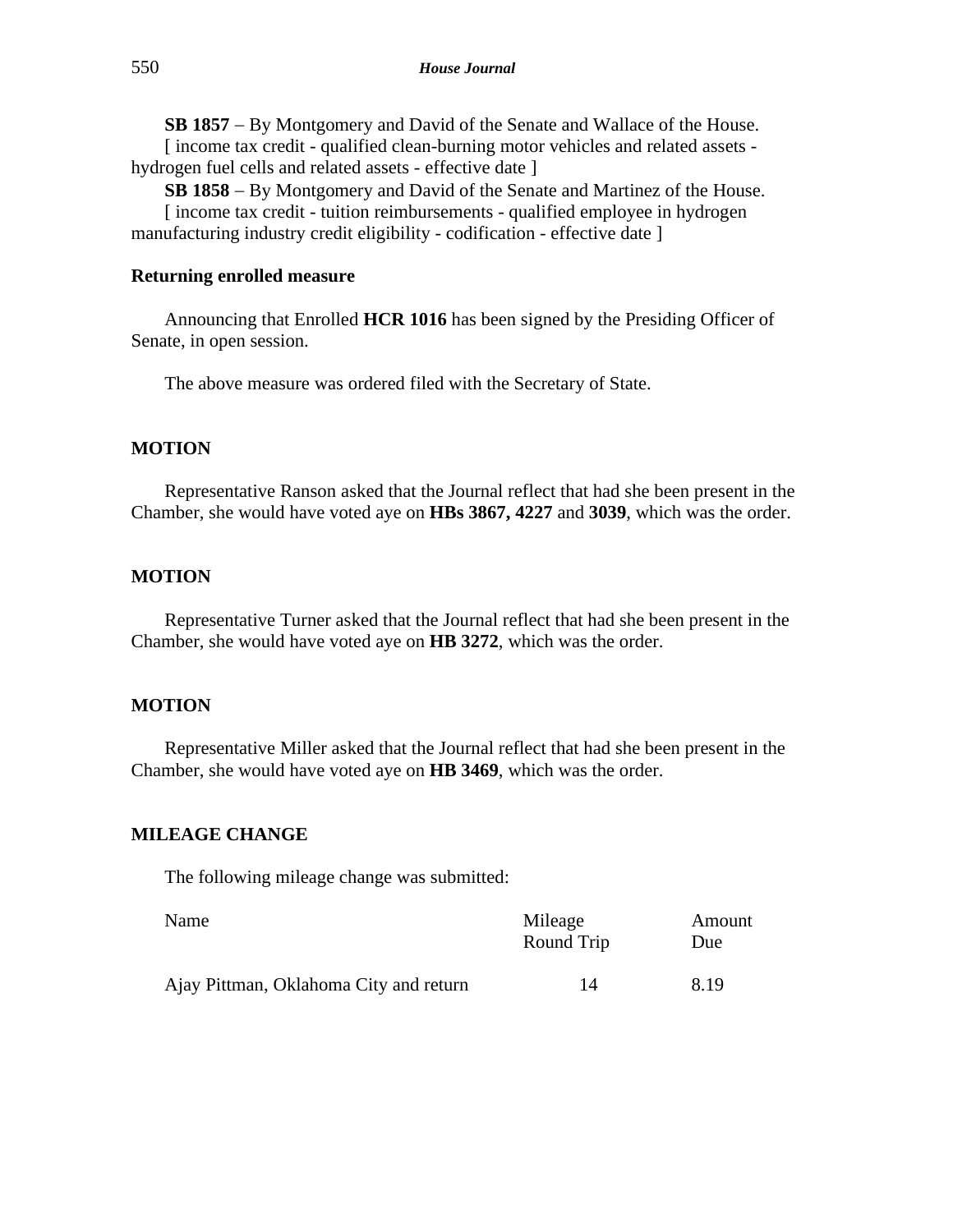**SB 1857** – By Montgomery and David of the Senate and Wallace of the House.

[ income tax credit - qualified clean-burning motor vehicles and related assets - hydrogen fuel cells and related assets - effective date ]

**SB 1858** – By Montgomery and David of the Senate and Martinez of the House.

[ income tax credit - tuition reimbursements - qualified employee in hydrogen manufacturing industry credit eligibility - codification - effective date ]

**Returning enrolled measure**

Announcing that Enrolled **HCR 1016** has been signed by the Presiding Officer of Senate, in open session.

The above measure was ordered filed with the Secretary of State.

**MOTION**

Representative Ranson asked that the Journal reflect that had she been present in the Chamber, she would have voted aye on **HBs 3867, 4227** and **3039**, which was the order.

**MOTION**

Representative Turner asked that the Journal reflect that had she been present in the Chamber, she would have voted aye on **HB 3272**, which was the order.

**MOTION**

Representative Miller asked that the Journal reflect that had she been present in the Chamber, she would have voted aye on **HB 3469**, which was the order.

**MILEAGE CHANGE**

The following mileage change was submitted:

| Name | Mileage Round Trip | Amount Due |
|---|---|---|
| Ajay Pittman, Oklahoma City and return | 14 | 8.19 |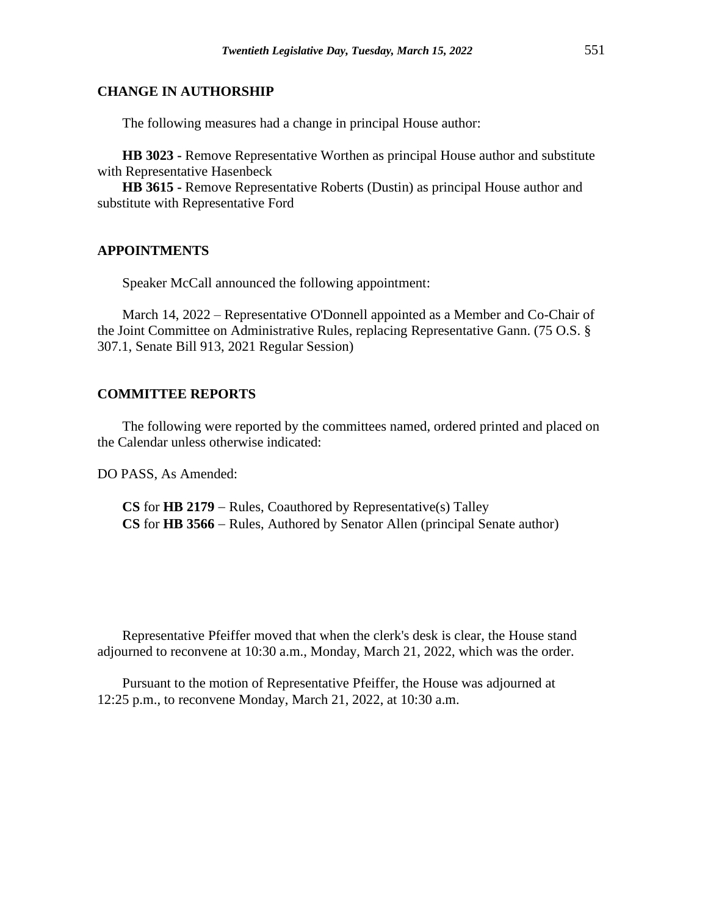## CHANGE IN AUTHORSHIP

The following measures had a change in principal House author:

**HB 3023 -** Remove Representative Worthen as principal House author and substitute with Representative Hasenbeck
**HB 3615 -** Remove Representative Roberts (Dustin) as principal House author and substitute with Representative Ford

## APPOINTMENTS

Speaker McCall announced the following appointment:

March 14, 2022 – Representative O'Donnell appointed as a Member and Co-Chair of the Joint Committee on Administrative Rules, replacing Representative Gann. (75 O.S. § 307.1, Senate Bill 913, 2021 Regular Session)

## COMMITTEE REPORTS

The following were reported by the committees named, ordered printed and placed on the Calendar unless otherwise indicated:

DO PASS, As Amended:

**CS** for **HB 2179** – Rules, Coauthored by Representative(s) Talley
**CS** for **HB 3566** – Rules, Authored by Senator Allen (principal Senate author)

Representative Pfeiffer moved that when the clerk's desk is clear, the House stand adjourned to reconvene at 10:30 a.m., Monday, March 21, 2022, which was the order.

Pursuant to the motion of Representative Pfeiffer, the House was adjourned at 12:25 p.m., to reconvene Monday, March 21, 2022, at 10:30 a.m.